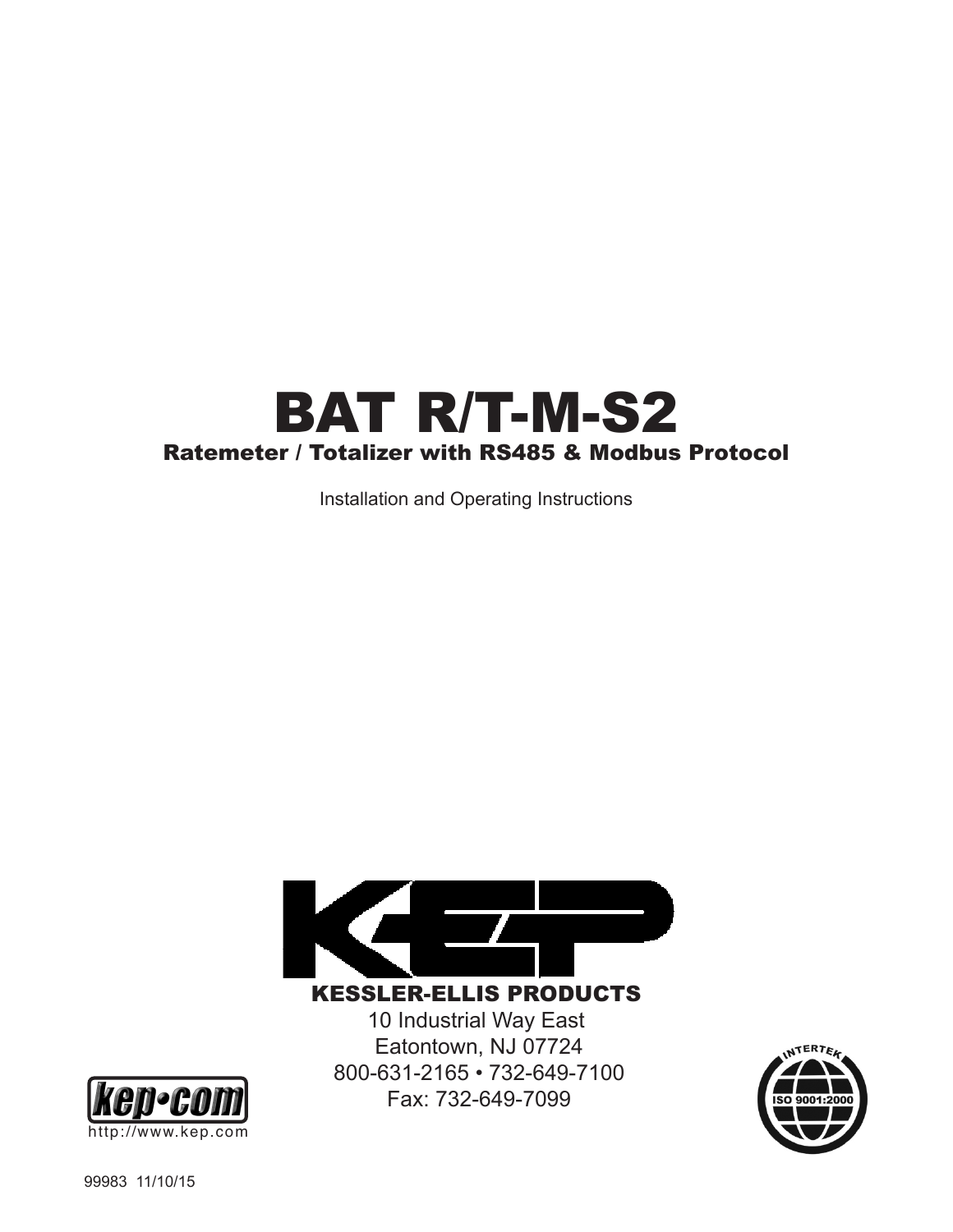# BAT R/T-M-S2

## Ratemeter / Totalizer with RS485 & Modbus Protocol

Installation and Operating Instructions

**KESSLER-ELLIS PRODUCTS**

10 Industrial Way East
Eatontown, NJ 07724
800-631-2165 • 732-649-7100
Fax: 732-649-7099

http://www.kep.com

99983 11/10/15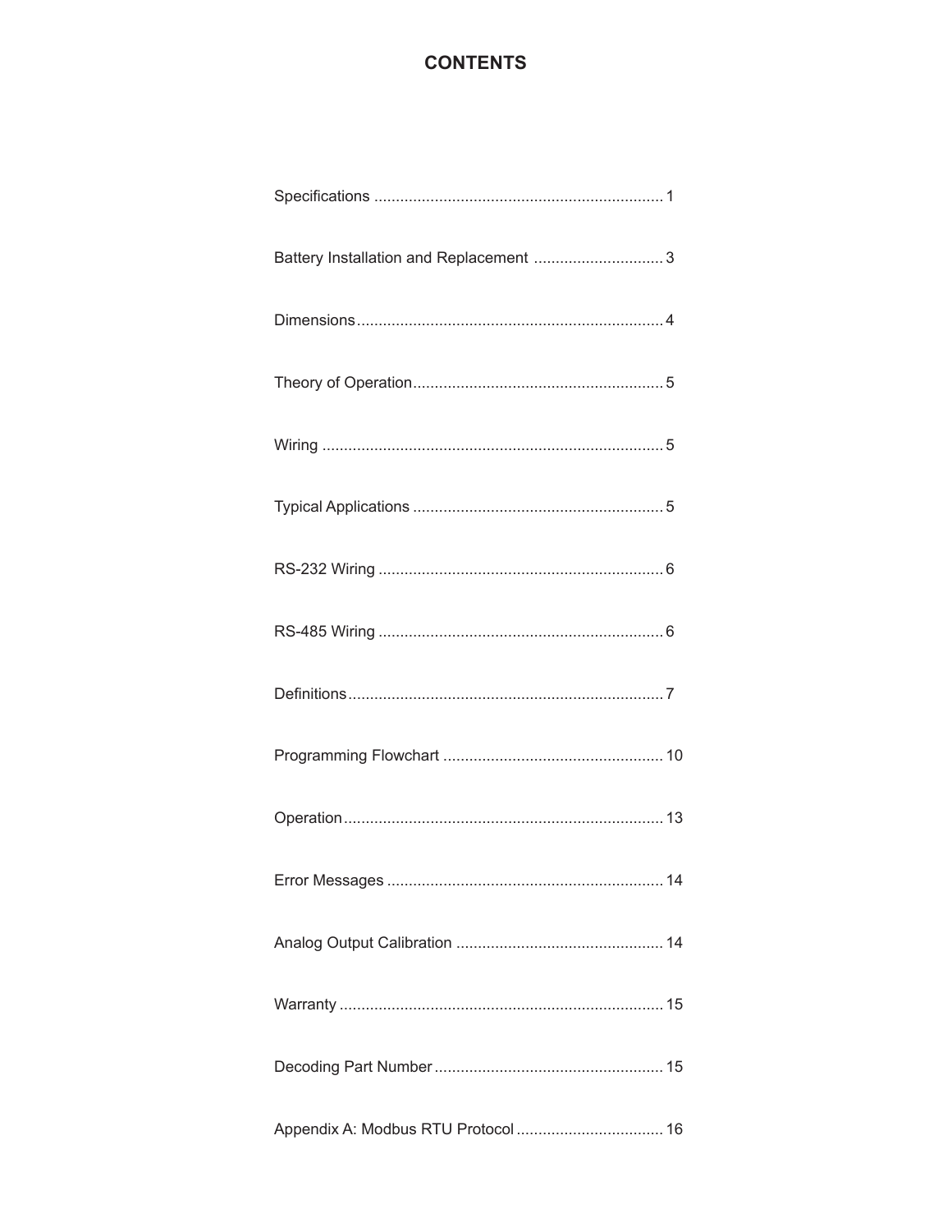# CONTENTS

Specifications ................................................................ 1

Battery Installation and Replacement .............................. 3

Dimensions..................................................................... 4

Theory of Operation......................................................... 5

Wiring .............................................................................. 5

Typical Applications .......................................................... 5

RS-232 Wiring ................................................................. 6

RS-485 Wiring ................................................................. 6

Definitions........................................................................ 7

Programming Flowchart .................................................. 10

Operation......................................................................... 13

Error Messages ............................................................... 14

Analog Output Calibration ............................................... 14

Warranty .......................................................................... 15

Decoding Part Number .................................................... 15

Appendix A: Modbus RTU Protocol ................................. 16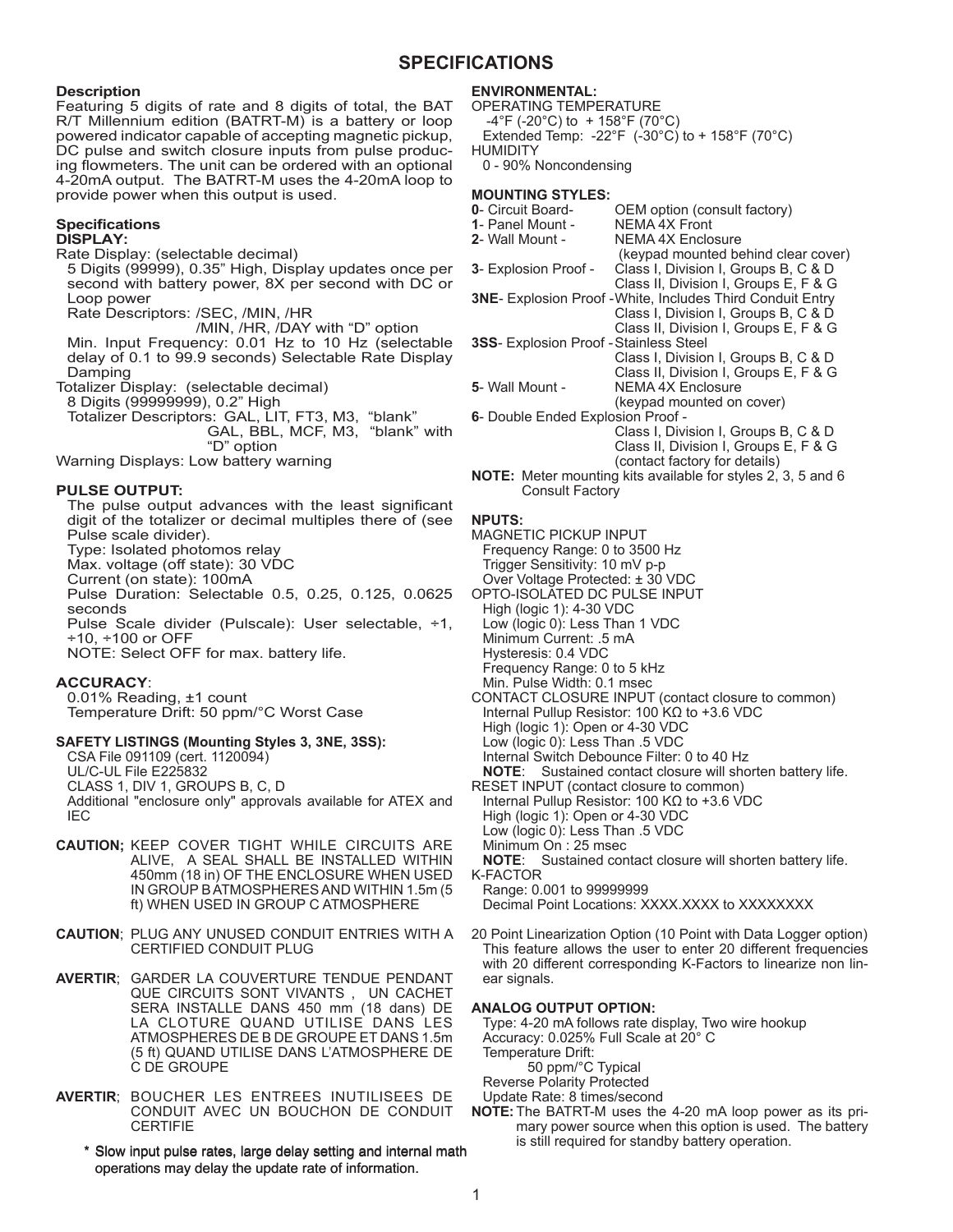# SPECIFICATIONS

### Description

Featuring 5 digits of rate and 8 digits of total, the BAT R/T Millennium edition (BATRT-M) is a battery or loop powered indicator capable of accepting magnetic pickup, DC pulse and switch closure inputs from pulse producing flowmeters. The unit can be ordered with an optional 4-20mA output. The BATRT-M uses the 4-20mA loop to provide power when this output is used.

### Specifications

**DISPLAY:**

Rate Display: (selectable decimal)
- 5 Digits (99999), 0.35" High, Display updates once per second with battery power, 8X per second with DC or Loop power
- Rate Descriptors: /SEC, /MIN, /HR
  /MIN, /HR, /DAY with "D" option
- Min. Input Frequency: 0.01 Hz to 10 Hz (selectable delay of 0.1 to 99.9 seconds) Selectable Rate Display Damping

Totalizer Display: (selectable decimal)
- 8 Digits (99999999), 0.2" High
- Totalizer Descriptors: GAL, LIT, FT3, M3, "blank"
  GAL, BBL, MCF, M3, "blank" with "D" option

Warning Displays: Low battery warning

**PULSE OUTPUT:**

The pulse output advances with the least significant digit of the totalizer or decimal multiples there of (see Pulse scale divider).
- Type: Isolated photomos relay
- Max. voltage (off state): 30 VDC
- Current (on state): 100mA
- Pulse Duration: Selectable 0.5, 0.25, 0.125, 0.0625 seconds
- Pulse Scale divider (Pulscale): User selectable, ÷1, ÷10, ÷100 or OFF
- NOTE: Select OFF for max. battery life.

**ACCURACY**:
- 0.01% Reading, ±1 count
- Temperature Drift: 50 ppm/°C Worst Case

**SAFETY LISTINGS (Mounting Styles 3, 3NE, 3SS):**
- CSA File 091109 (cert. 1120094)
- UL/C-UL File E225832
- CLASS 1, DIV 1, GROUPS B, C, D
- Additional "enclosure only" approvals available for ATEX and IEC

**CAUTION;** KEEP COVER TIGHT WHILE CIRCUITS ARE ALIVE, A SEAL SHALL BE INSTALLED WITHIN 450mm (18 in) OF THE ENCLOSURE WHEN USED IN GROUP B ATMOSPHERES AND WITHIN 1.5m (5 ft) WHEN USED IN GROUP C ATMOSPHERE

**CAUTION**; PLUG ANY UNUSED CONDUIT ENTRIES WITH A CERTIFIED CONDUIT PLUG

**AVERTIR**; GARDER LA COUVERTURE TENDUE PENDANT QUE CIRCUITS SONT VIVANTS , UN CACHET SERA INSTALLE DANS 450 mm (18 dans) DE LA CLOTURE QUAND UTILISE DANS LES ATMOSPHERES DE B DE GROUPE ET DANS 1.5m (5 ft) QUAND UTILISE DANS L'ATMOSPHERE DE C DE GROUPE

**AVERTIR**; BOUCHER LES ENTREES INUTILISEES DE CONDUIT AVEC UN BOUCHON DE CONDUIT CERTIFIE

\* Slow input pulse rates, large delay setting and internal math operations may delay the update rate of information.

**ENVIRONMENTAL:**

OPERATING TEMPERATURE
- -4°F (-20°C) to + 158°F (70°C)
- Extended Temp: -22°F (-30°C) to + 158°F (70°C)

HUMIDITY
- 0 - 90% Noncondensing

**MOUNTING STYLES:**
- **0**- Circuit Board- OEM option (consult factory)
- **1**- Panel Mount - NEMA 4X Front
- **2**- Wall Mount - NEMA 4X Enclosure (keypad mounted behind clear cover)
- **3**- Explosion Proof - Class I, Division I, Groups B, C & D; Class II, Division I, Groups E, F & G
- **3NE**- Explosion Proof -White, Includes Third Conduit Entry; Class I, Division I, Groups B, C & D; Class II, Division I, Groups E, F & G
- **3SS**- Explosion Proof -Stainless Steel; Class I, Division I, Groups B, C & D; Class II, Division I, Groups E, F & G
- **5**- Wall Mount - NEMA 4X Enclosure (keypad mounted on cover)
- **6**- Double Ended Explosion Proof - Class I, Division I, Groups B, C & D; Class II, Division I, Groups E, F & G (contact factory for details)

**NOTE:** Meter mounting kits available for styles 2, 3, 5 and 6 Consult Factory

**NPUTS:**

MAGNETIC PICKUP INPUT
- Frequency Range: 0 to 3500 Hz
- Trigger Sensitivity: 10 mV p-p
- Over Voltage Protected: ± 30 VDC

OPTO-ISOLATED DC PULSE INPUT
- High (logic 1): 4-30 VDC
- Low (logic 0): Less Than 1 VDC
- Minimum Current: .5 mA
- Hysteresis: 0.4 VDC
- Frequency Range: 0 to 5 kHz
- Min. Pulse Width: 0.1 msec

CONTACT CLOSURE INPUT (contact closure to common)
- Internal Pullup Resistor: 100 KΩ to +3.6 VDC
- High (logic 1): Open or 4-30 VDC
- Low (logic 0): Less Than .5 VDC
- Internal Switch Debounce Filter: 0 to 40 Hz
- **NOTE**: Sustained contact closure will shorten battery life.

RESET INPUT (contact closure to common)
- Internal Pullup Resistor: 100 KΩ to +3.6 VDC
- High (logic 1): Open or 4-30 VDC
- Low (logic 0): Less Than .5 VDC
- Minimum On : 25 msec
- **NOTE**: Sustained contact closure will shorten battery life.

K-FACTOR
- Range: 0.001 to 99999999
- Decimal Point Locations: XXXX.XXXX to XXXXXXXX

20 Point Linearization Option (10 Point with Data Logger option)
This feature allows the user to enter 20 different frequencies with 20 different corresponding K-Factors to linearize non linear signals.

**ANALOG OUTPUT OPTION:**
- Type: 4-20 mA follows rate display, Two wire hookup
- Accuracy: 0.025% Full Scale at 20° C
- Temperature Drift: 50 ppm/°C Typical
- Reverse Polarity Protected
- Update Rate: 8 times/second

**NOTE:** The BATRT-M uses the 4-20 mA loop power as its primary power source when this option is used. The battery is still required for standby battery operation.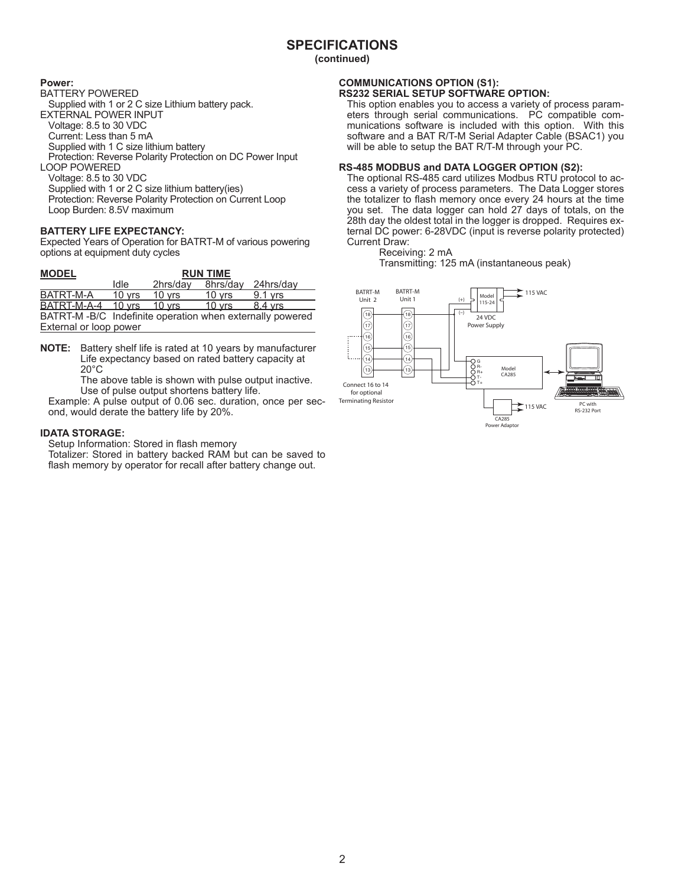# SPECIFICATIONS

**(continued)**

**Power:**

BATTERY POWERED
  Supplied with 1 or 2 C size Lithium battery pack.
EXTERNAL POWER INPUT
  Voltage: 8.5 to 30 VDC
  Current: Less than 5 mA
  Supplied with 1 C size lithium battery
  Protection: Reverse Polarity Protection on DC Power Input
LOOP POWERED
  Voltage: 8.5 to 30 VDC
  Supplied with 1 or 2 C size lithium battery(ies)
  Protection: Reverse Polarity Protection on Current Loop
  Loop Burden: 8.5V maximum

**BATTERY LIFE EXPECTANCY:**

Expected Years of Operation for BATRT-M of various powering options at equipment duty cycles

| MODEL | RUN TIME | | | |
|---|---|---|---|---|
| | Idle | 2hrs/day | 8hrs/day | 24hrs/day |
| BATRT-M-A | 10 yrs | 10 yrs | 10 yrs | 9.1 yrs |
| BATRT-M-A-4 | 10 yrs | 10 yrs | 10 yrs | 8.4 yrs |
| BATRT-M -B/C Indefinite operation when externally powered External or loop power | | | | |

**NOTE:** Battery shelf life is rated at 10 years by manufacturer Life expectancy based on rated battery capacity at 20°C
The above table is shown with pulse output inactive. Use of pulse output shortens battery life.

Example: A pulse output of 0.06 sec. duration, once per second, would derate the battery life by 20%.

**IDATA STORAGE:**

Setup Information: Stored in flash memory
Totalizer: Stored in battery backed RAM but can be saved to flash memory by operator for recall after battery change out.

**COMMUNICATIONS OPTION (S1):**
**RS232 SERIAL SETUP SOFTWARE OPTION:**

This option enables you to access a variety of process parameters through serial communications. PC compatible communications software is included with this option. With this software and a BAT R/T-M Serial Adapter Cable (BSAC1) you will be able to setup the BAT R/T-M through your PC.

**RS-485 MODBUS and DATA LOGGER OPTION (S2):**

The optional RS-485 card utilizes Modbus RTU protocol to access a variety of process parameters. The Data Logger stores the totalizer to flash memory once every 24 hours at the time you set. The data logger can hold 27 days of totals, on the 28th day the oldest total in the logger is dropped. Requires external DC power: 6-28VDC (input is reverse polarity protected)
Current Draw:
  Receiving: 2 mA
  Transmitting: 125 mA (instantaneous peak)

BATRT-M Unit 2 · BATRT-M Unit 1 · Model 115-24 · 115 VAC · 24 VDC Power Supply · (+) · (–) · 18 · 17 · 16 · 15 · 14 · 13 · Connect 16 to 14 for optional Terminating Resistor · G · R- · R+ · T- · T+ · Model CA285 · CA285 Power Adaptor · 115 VAC · PC with RS-232 Port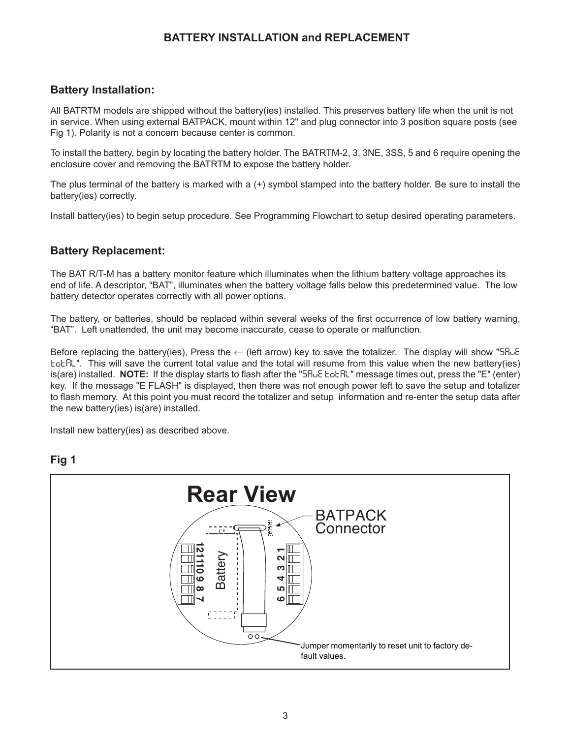# BATTERY INSTALLATION and REPLACEMENT

## Battery Installation:

All BATRTM models are shipped without the battery(ies) installed. This preserves battery life when the unit is not in service. When using external BATPACK, mount within 12" and plug connector into 3 position square posts (see Fig 1). Polarity is not a concern because center is common.

To install the battery, begin by locating the battery holder. The BATRTM-2, 3, 3NE, 3SS, 5 and 6 require opening the enclosure cover and removing the BATRTM to expose the battery holder.

The plus terminal of the battery is marked with a (+) symbol stamped into the battery holder. Be sure to install the battery(ies) correctly.

Install battery(ies) to begin setup procedure. See Programming Flowchart to setup desired operating parameters.

## Battery Replacement:

The BAT R/T-M has a battery monitor feature which illuminates when the lithium battery voltage approaches its end of life. A descriptor, “BAT”, illuminates when the battery voltage falls below this predetermined value. The low battery detector operates correctly with all power options.

The battery, or batteries, should be replaced within several weeks of the first occurrence of low battery warning, “BAT”. Left unattended, the unit may become inaccurate, cease to operate or malfunction.

Before replacing the battery(ies), Press the ← (left arrow) key to save the totalizer. The display will show "SAvE totAL". This will save the current total value and the total will resume from this value when the new battery(ies) is(are) installed. **NOTE:** If the display starts to flash after the "SAvE totAL" message times out, press the "E" (enter) key. If the message "E FLASH" is displayed, then there was not enough power left to save the setup and totalizer to flash memory. At this point you must record the totalizer and setup information and re-enter the setup data after the new battery(ies) is(are) installed.

Install new battery(ies) as described above.

## Fig 1

Rear View

BATPACK Connector

Battery

12 11 10 9 8 7

1 2 3 4 5 6

Jumper momentarily to reset unit to factory default values.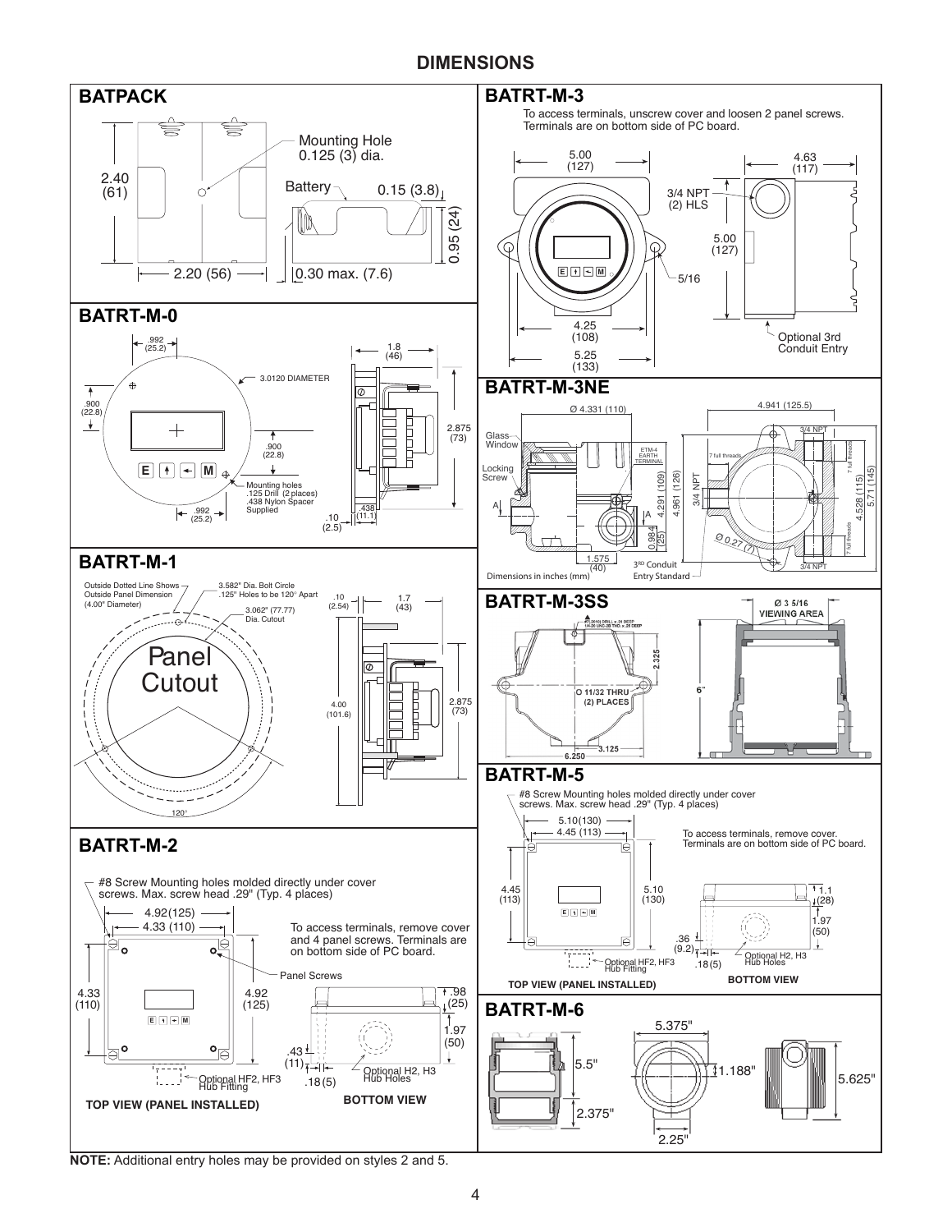# DIMENSIONS

## BATPACK

Mounting Hole 0.125 (3) dia.

2.40 (61)

Battery

0.15 (3.8)

0.95 (24)

2.20 (56)

0.30 max. (7.6)

## BATRT-M-3

To access terminals, unscrew cover and loosen 2 panel screws. Terminals are on bottom side of PC board.

5.00 (127)

4.63 (117)

3/4 NPT (2) HLS

5.00 (127)

5/16

4.25 (108)

5.25 (133)

Optional 3rd Conduit Entry

## BATRT-M-0

.992 (25.2)

1.8 (46)

3.0120 DIAMETER

.900 (22.8)

.900 (22.8)

2.875 (73)

Mounting holes .125 Drill (2 places) .438 Nylon Spacer Supplied

.992 (25.2)

.438 (11.1)

.10 (2.5)

## BATRT-M-3NE

Ø 4.331 (110)

4.941 (125.5)

Glass Window

Locking Screw

ETM-4 EARTH TERMINAL

4.291 (109)

4.961 (126)

3/4 NPT

3/4 NPT

7 full threads

4.528 (115)

5.71 (145)

0.984 (25)

Ø 0.27 (7)

1.575 (40)

3RD Conduit Entry Standard

3/4 NPT

Dimensions in inches (mm)

## BATRT-M-1

Outside Dotted Line Shows Outside Panel Dimension (4.00" Diameter)

3.582" Dia. Bolt Circle .125" Holes to be 120° Apart

3.062" (77.77) Dia. Cutout

.10 (2.54)

1.7 (43)

Panel Cutout

4.00 (101.6)

2.875 (73)

120°

## BATRT-M-3SS

Ø 3 5/16 VIEWING AREA

2.325

11/32 THRU (2) PLACES

6"

6.250

3.125

## BATRT-M-5

#8 Screw Mounting holes molded directly under cover screws. Max. screw head .29" (Typ. 4 places)

5.10 (130)

4.45 (113)

To access terminals, remove cover. Terminals are on bottom side of PC board.

4.45 (113)

5.10 (130)

1.1 (28)

1.97 (50)

.36 (9.2)

.18 (5)

Optional HF2, HF3 Hub Fitting

Optional H2, H3 Hub Holes

TOP VIEW (PANEL INSTALLED)

BOTTOM VIEW

## BATRT-M-2

#8 Screw Mounting holes molded directly under cover screws. Max. screw head .29" (Typ. 4 places)

4.92 (125)

4.33 (110)

To access terminals, remove cover and 4 panel screws. Terminals are on bottom side of PC board.

Panel Screws

4.33 (110)

4.92 (125)

.98 (25)

1.97 (50)

.43 (11)

.18 (5)

Optional HF2, HF3 Hub Fitting

Optional H2, H3 Hub Holes

TOP VIEW (PANEL INSTALLED)

BOTTOM VIEW

## BATRT-M-6

5.375"

5.5"

1.188"

5.625"

2.375"

2.25"

**NOTE:** Additional entry holes may be provided on styles 2 and 5.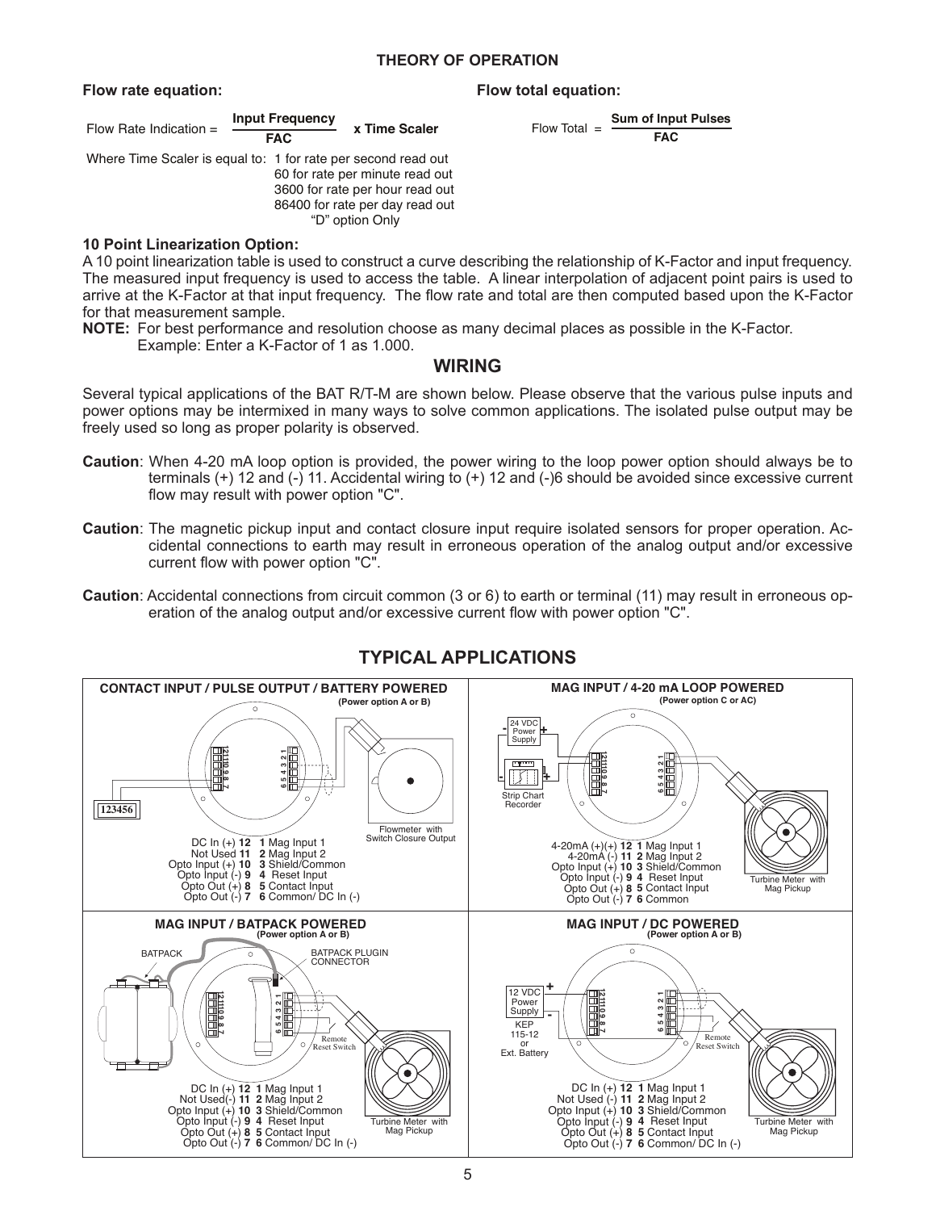## THEORY OF OPERATION

**Flow rate equation:**

$$\text{Flow Rate Indication} = \frac{\textbf{Input Frequency}}{\textbf{FAC}} \textbf{ x Time Scaler}$$

Where Time Scaler is equal to:
- 1 for rate per second read out
- 60 for rate per minute read out
- 3600 for rate per hour read out
- 86400 for rate per day read out "D" option Only

**Flow total equation:**

$$\text{Flow Total} = \frac{\textbf{Sum of Input Pulses}}{\textbf{FAC}}$$

**10 Point Linearization Option:**

A 10 point linearization table is used to construct a curve describing the relationship of K-Factor and input frequency. The measured input frequency is used to access the table. A linear interpolation of adjacent point pairs is used to arrive at the K-Factor at that input frequency. The flow rate and total are then computed based upon the K-Factor for that measurement sample.

**NOTE:** For best performance and resolution choose as many decimal places as possible in the K-Factor. Example: Enter a K-Factor of 1 as 1.000.

## WIRING

Several typical applications of the BAT R/T-M are shown below. Please observe that the various pulse inputs and power options may be intermixed in many ways to solve common applications. The isolated pulse output may be freely used so long as proper polarity is observed.

**Caution**: When 4-20 mA loop option is provided, the power wiring to the loop power option should always be to terminals (+) 12 and (-) 11. Accidental wiring to (+) 12 and (-)6 should be avoided since excessive current flow may result with power option "C".

**Caution**: The magnetic pickup input and contact closure input require isolated sensors for proper operation. Accidental connections to earth may result in erroneous operation of the analog output and/or excessive current flow with power option "C".

**Caution**: Accidental connections from circuit common (3 or 6) to earth or terminal (11) may result in erroneous operation of the analog output and/or excessive current flow with power option "C".

## TYPICAL APPLICATIONS

**CONTACT INPUT / PULSE OUTPUT / BATTERY POWERED**
(Power option A or B)

123456 — Flowmeter with Switch Closure Output

| Terminal | Function | Terminal | Function |
|---|---|---|---|
| 12 | DC In (+) | 1 | Mag Input 1 |
| 11 | Not Used | 2 | Mag Input 2 |
| 10 | Opto Input (+) | 3 | Shield/Common |
| 9 | Opto Input (-) | 4 | Reset Input |
| 8 | Opto Out (+) | 5 | Contact Input |
| 7 | Opto Out (-) | 6 | Common/ DC In (-) |

**MAG INPUT / 4-20 mA LOOP POWERED**
(Power option C or AC)

24 VDC Power Supply — Strip Chart Recorder — Turbine Meter with Mag Pickup

| Terminal | Function | Terminal | Function |
|---|---|---|---|
| 12 | 4-20mA (+)(+) | 1 | Mag Input 1 |
| 11 | 4-20mA (-) | 2 | Mag Input 2 |
| 10 | Opto Input (+) | 3 | Shield/Common |
| 9 | Opto Input (-) | 4 | Reset Input |
| 8 | Opto Out (+) | 5 | Contact Input |
| 7 | Opto Out (-) | 6 | Common |

**MAG INPUT / BATPACK POWERED**
(Power option A or B)

BATPACK — BATPACK PLUGIN CONNECTOR — Remote Reset Switch — Turbine Meter with Mag Pickup

| Terminal | Function | Terminal | Function |
|---|---|---|---|
| 12 | DC In (+) | 1 | Mag Input 1 |
| 11 | Not Used(-) | 2 | Mag Input 2 |
| 10 | Opto Input (+) | 3 | Shield/Common |
| 9 | Opto Input (-) | 4 | Reset Input |
| 8 | Opto Out (+) | 5 | Contact Input |
| 7 | Opto Out (-) | 6 | Common/ DC In (-) |

**MAG INPUT / DC POWERED**
(Power option A or B)

12 VDC Power Supply — KEP 115-12 or Ext. Battery — Remote Reset Switch — Turbine Meter with Mag Pickup

| Terminal | Function | Terminal | Function |
|---|---|---|---|
| 12 | DC In (+) | 1 | Mag Input 1 |
| 11 | Not Used (-) | 2 | Mag Input 2 |
| 10 | Opto Input (+) | 3 | Shield/Common |
| 9 | Opto Input (-) | 4 | Reset Input |
| 8 | Opto Out (+) | 5 | Contact Input |
| 7 | Opto Out (-) | 6 | Common/ DC In (-) |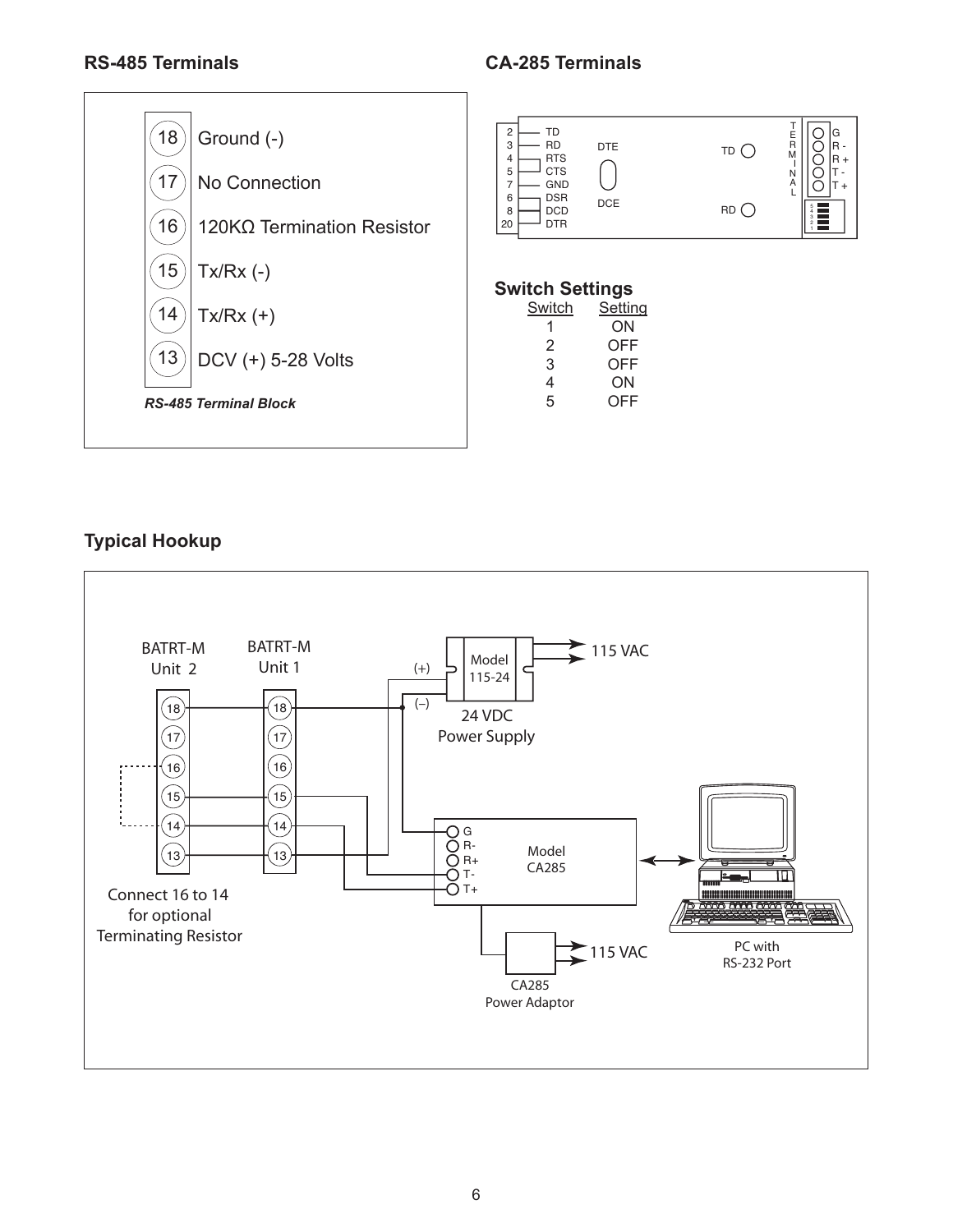## RS-485 Terminals

| Terminal | Function |
|---|---|
| 18 | Ground (-) |
| 17 | No Connection |
| 16 | 120KΩ Termination Resistor |
| 15 | Tx/Rx (-) |
| 14 | Tx/Rx (+) |
| 13 | DCV (+) 5-28 Volts |

*RS-485 Terminal Block*

## CA-285 Terminals

| Pin | Signal |
|---|---|
| 2 | TD |
| 3 | RD |
| 4 | RTS |
| 5 | CTS |
| 7 | GND |
| 6 | DSR |
| 8 | DCD |
| 20 | DTR |

DTE / DCE

TD, RD

TERMINAL: G, R -, R +, T -, T +

### Switch Settings

| Switch | Setting |
|---|---|
| 1 | ON |
| 2 | OFF |
| 3 | OFF |
| 4 | ON |
| 5 | OFF |

## Typical Hookup

BATRT-M Unit 2

BATRT-M Unit 1

Model 115-24 24 VDC Power Supply (+) (–)

115 VAC

Model CA285: G, R-, R+, T-, T+

PC with RS-232 Port

CA285 Power Adaptor

115 VAC

Connect 16 to 14 for optional Terminating Resistor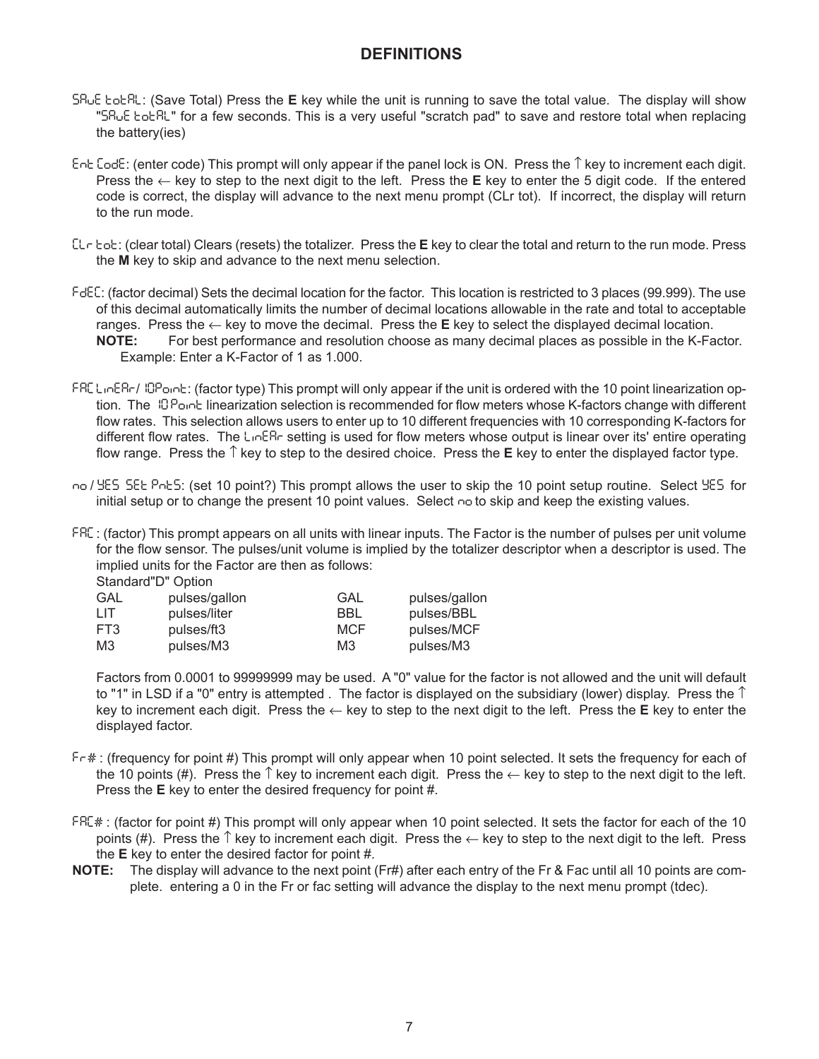# DEFINITIONS

SAvE totAL: (Save Total) Press the **E** key while the unit is running to save the total value. The display will show "SAvE totAL" for a few seconds. This is a very useful "scratch pad" to save and restore total when replacing the battery(ies)

Ent CodE: (enter code) This prompt will only appear if the panel lock is ON. Press the ↑ key to increment each digit. Press the ← key to step to the next digit to the left. Press the **E** key to enter the 5 digit code. If the entered code is correct, the display will advance to the next menu prompt (CLr tot). If incorrect, the display will return to the run mode.

CLr tot: (clear total) Clears (resets) the totalizer. Press the **E** key to clear the total and return to the run mode. Press the **M** key to skip and advance to the next menu selection.

FdEC: (factor decimal) Sets the decimal location for the factor. This location is restricted to 3 places (99.999). The use of this decimal automatically limits the number of decimal locations allowable in the rate and total to acceptable ranges. Press the ← key to move the decimal. Press the **E** key to select the displayed decimal location.
**NOTE:** For best performance and resolution choose as many decimal places as possible in the K-Factor. Example: Enter a K-Factor of 1 as 1.000.

FAC LinEAr/ 10Point: (factor type) This prompt will only appear if the unit is ordered with the 10 point linearization option. The 10Point linearization selection is recommended for flow meters whose K-factors change with different flow rates. This selection allows users to enter up to 10 different frequencies with 10 corresponding K-factors for different flow rates. The LinEAr setting is used for flow meters whose output is linear over its' entire operating flow range. Press the ↑ key to step to the desired choice. Press the **E** key to enter the displayed factor type.

no / YES SEt PntS: (set 10 point?) This prompt allows the user to skip the 10 point setup routine. Select YES for initial setup or to change the present 10 point values. Select no to skip and keep the existing values.

FAC : (factor) This prompt appears on all units with linear inputs. The Factor is the number of pulses per unit volume for the flow sensor. The pulses/unit volume is implied by the totalizer descriptor when a descriptor is used. The implied units for the Factor are then as follows:

Standard"D" Option

| | | | |
|---|---|---|---|
| GAL | pulses/gallon | GAL | pulses/gallon |
| LIT | pulses/liter | BBL | pulses/BBL |
| FT3 | pulses/ft3 | MCF | pulses/MCF |
| M3 | pulses/M3 | M3 | pulses/M3 |

Factors from 0.0001 to 99999999 may be used. A "0" value for the factor is not allowed and the unit will default to "1" in LSD if a "0" entry is attempted . The factor is displayed on the subsidiary (lower) display. Press the ↑ key to increment each digit. Press the ← key to step to the next digit to the left. Press the **E** key to enter the displayed factor.

Fr# : (frequency for point #) This prompt will only appear when 10 point selected. It sets the frequency for each of the 10 points (#). Press the ↑ key to increment each digit. Press the ← key to step to the next digit to the left. Press the **E** key to enter the desired frequency for point #.

FAC# : (factor for point #) This prompt will only appear when 10 point selected. It sets the factor for each of the 10 points (#). Press the ↑ key to increment each digit. Press the ← key to step to the next digit to the left. Press the **E** key to enter the desired factor for point #.

**NOTE:** The display will advance to the next point (Fr#) after each entry of the Fr & Fac until all 10 points are complete. entering a 0 in the Fr or fac setting will advance the display to the next menu prompt (tdec).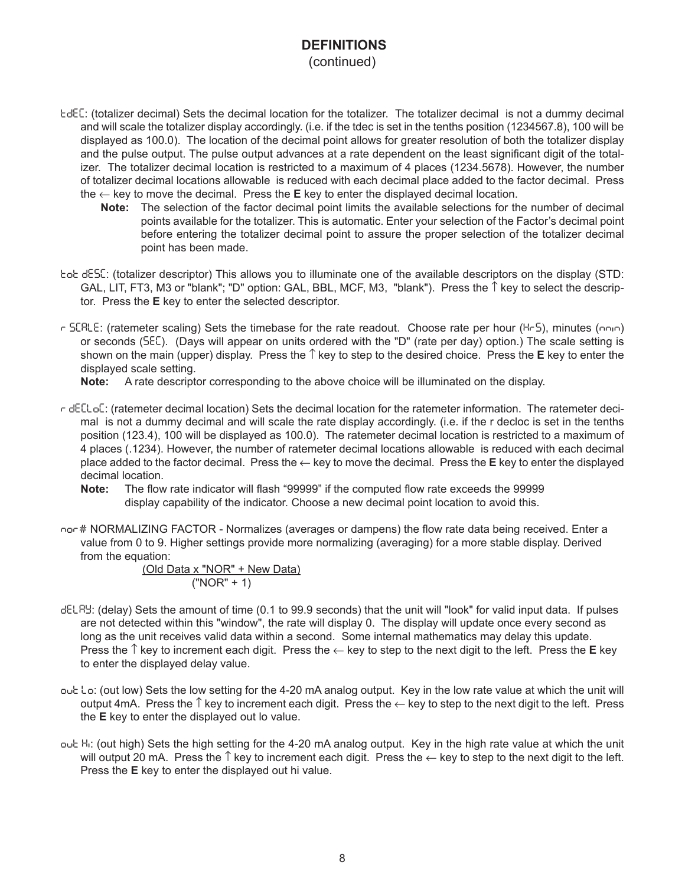## DEFINITIONS
(continued)

tdEC: (totalizer decimal) Sets the decimal location for the totalizer. The totalizer decimal is not a dummy decimal and will scale the totalizer display accordingly. (i.e. if the tdec is set in the tenths position (1234567.8), 100 will be displayed as 100.0). The location of the decimal point allows for greater resolution of both the totalizer display and the pulse output. The pulse output advances at a rate dependent on the least significant digit of the totalizer. The totalizer decimal location is restricted to a maximum of 4 places (1234.5678). However, the number of totalizer decimal locations allowable is reduced with each decimal place added to the factor decimal. Press the ← key to move the decimal. Press the **E** key to enter the displayed decimal location.

> **Note:** The selection of the factor decimal point limits the available selections for the number of decimal points available for the totalizer. This is automatic. Enter your selection of the Factor's decimal point before entering the totalizer decimal point to assure the proper selection of the totalizer decimal point has been made.

tot dESC: (totalizer descriptor) This allows you to illuminate one of the available descriptors on the display (STD: GAL, LIT, FT3, M3 or "blank"; "D" option: GAL, BBL, MCF, M3, "blank"). Press the ↑ key to select the descriptor. Press the **E** key to enter the selected descriptor.

r SCALE: (ratemeter scaling) Sets the timebase for the rate readout. Choose rate per hour (HrS), minutes (min) or seconds (SEC). (Days will appear on units ordered with the "D" (rate per day) option.) The scale setting is shown on the main (upper) display. Press the ↑ key to step to the desired choice. Press the **E** key to enter the displayed scale setting.

> **Note:** A rate descriptor corresponding to the above choice will be illuminated on the display.

r dECLoC: (ratemeter decimal location) Sets the decimal location for the ratemeter information. The ratemeter decimal is not a dummy decimal and will scale the rate display accordingly. (i.e. if the r decloc is set in the tenths position (123.4), 100 will be displayed as 100.0). The ratemeter decimal location is restricted to a maximum of 4 places (.1234). However, the number of ratemeter decimal locations allowable is reduced with each decimal place added to the factor decimal. Press the ← key to move the decimal. Press the **E** key to enter the displayed decimal location.

> **Note:** The flow rate indicator will flash "99999" if the computed flow rate exceeds the 99999 display capability of the indicator. Choose a new decimal point location to avoid this.

nor# NORMALIZING FACTOR - Normalizes (averages or dampens) the flow rate data being received. Enter a value from 0 to 9. Higher settings provide more normalizing (averaging) for a more stable display. Derived from the equation:

$$\frac{(\text{Old Data} \times \text{"NOR"} + \text{New Data})}{(\text{"NOR"} + 1)}$$

dELAY: (delay) Sets the amount of time (0.1 to 99.9 seconds) that the unit will "look" for valid input data. If pulses are not detected within this "window", the rate will display 0. The display will update once every second as long as the unit receives valid data within a second. Some internal mathematics may delay this update. Press the ↑ key to increment each digit. Press the ← key to step to the next digit to the left. Press the **E** key to enter the displayed delay value.

out Lo: (out low) Sets the low setting for the 4-20 mA analog output. Key in the low rate value at which the unit will output 4mA. Press the ↑ key to increment each digit. Press the ← key to step to the next digit to the left. Press the **E** key to enter the displayed out lo value.

out Hi: (out high) Sets the high setting for the 4-20 mA analog output. Key in the high rate value at which the unit will output 20 mA. Press the ↑ key to increment each digit. Press the ← key to step to the next digit to the left. Press the **E** key to enter the displayed out hi value.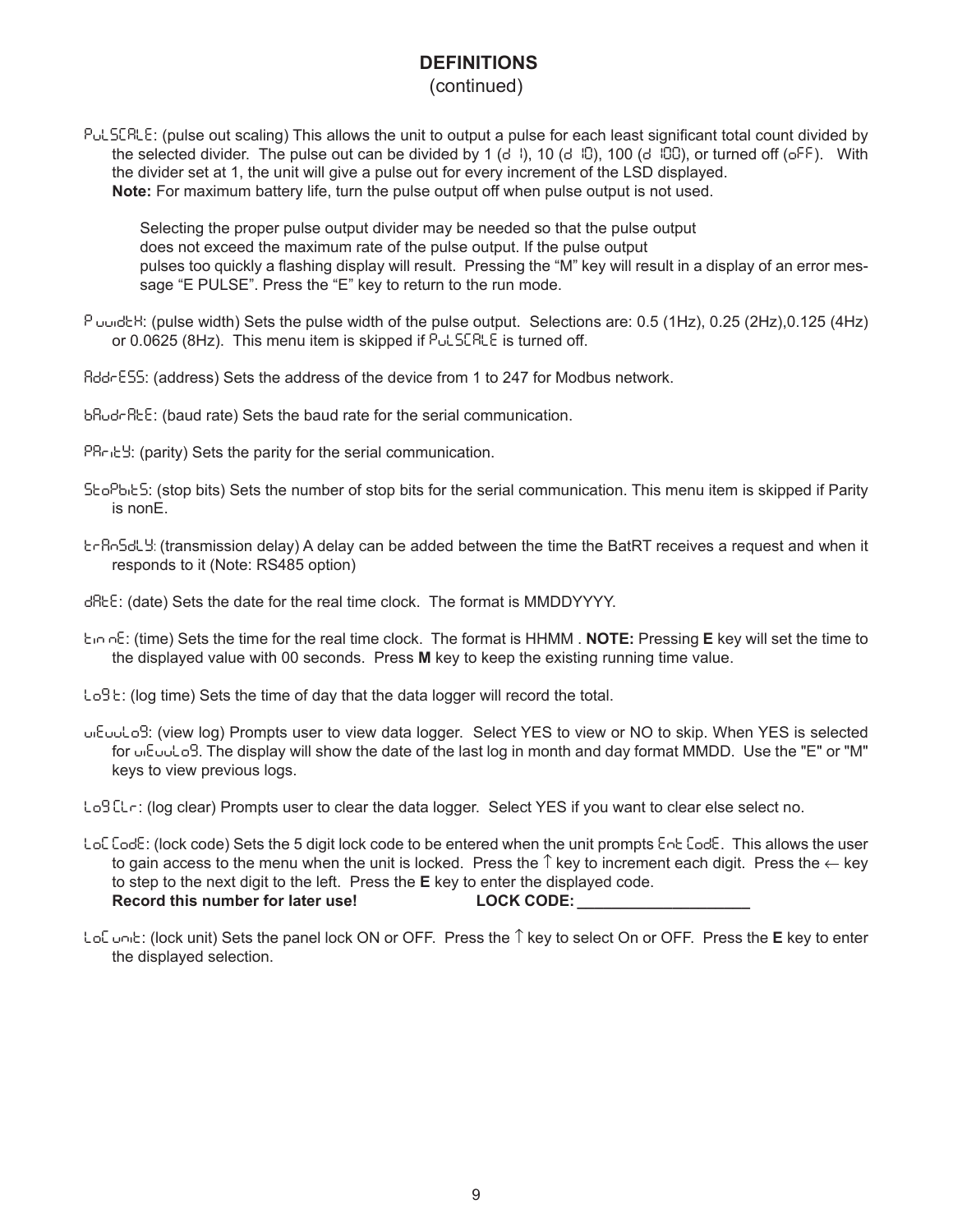## DEFINITIONS
(continued)

PuLSCALE: (pulse out scaling) This allows the unit to output a pulse for each least significant total count divided by the selected divider. The pulse out can be divided by 1 (d 1), 10 (d 10), 100 (d 100), or turned off (oFF). With the divider set at 1, the unit will give a pulse out for every increment of the LSD displayed.
**Note:** For maximum battery life, turn the pulse output off when pulse output is not used.

Selecting the proper pulse output divider may be needed so that the pulse output does not exceed the maximum rate of the pulse output. If the pulse output pulses too quickly a flashing display will result. Pressing the “M” key will result in a display of an error message “E PULSE”. Press the “E” key to return to the run mode.

P uuidtH: (pulse width) Sets the pulse width of the pulse output. Selections are: 0.5 (1Hz), 0.25 (2Hz),0.125 (4Hz) or 0.0625 (8Hz). This menu item is skipped if PuLSCALE is turned off.

AddrESS: (address) Sets the address of the device from 1 to 247 for Modbus network.

bAudrAtE: (baud rate) Sets the baud rate for the serial communication.

PArity: (parity) Sets the parity for the serial communication.

StoPbitS: (stop bits) Sets the number of stop bits for the serial communication. This menu item is skipped if Parity is nonE.

trAnSdLY: (transmission delay) A delay can be added between the time the BatRT receives a request and when it responds to it (Note: RS485 option)

dAtE: (date) Sets the date for the real time clock. The format is MMDDYYYY.

tin nE: (time) Sets the time for the real time clock. The format is HHMM . **NOTE:** Pressing **E** key will set the time to the displayed value with 00 seconds. Press **M** key to keep the existing running time value.

Log t: (log time) Sets the time of day that the data logger will record the total.

uiEuuLog: (view log) Prompts user to view data logger. Select YES to view or NO to skip. When YES is selected for uiEuuLog. The display will show the date of the last log in month and day format MMDD. Use the "E" or "M" keys to view previous logs.

LogCLr: (log clear) Prompts user to clear the data logger. Select YES if you want to clear else select no.

LoC CodE: (lock code) Sets the 5 digit lock code to be entered when the unit prompts Ent CodE. This allows the user to gain access to the menu when the unit is locked. Press the ↑ key to increment each digit. Press the ← key to step to the next digit to the left. Press the **E** key to enter the displayed code.
**Record this number for later use!** **LOCK CODE: ____________________**

LoC unit: (lock unit) Sets the panel lock ON or OFF. Press the ↑ key to select On or OFF. Press the **E** key to enter the displayed selection.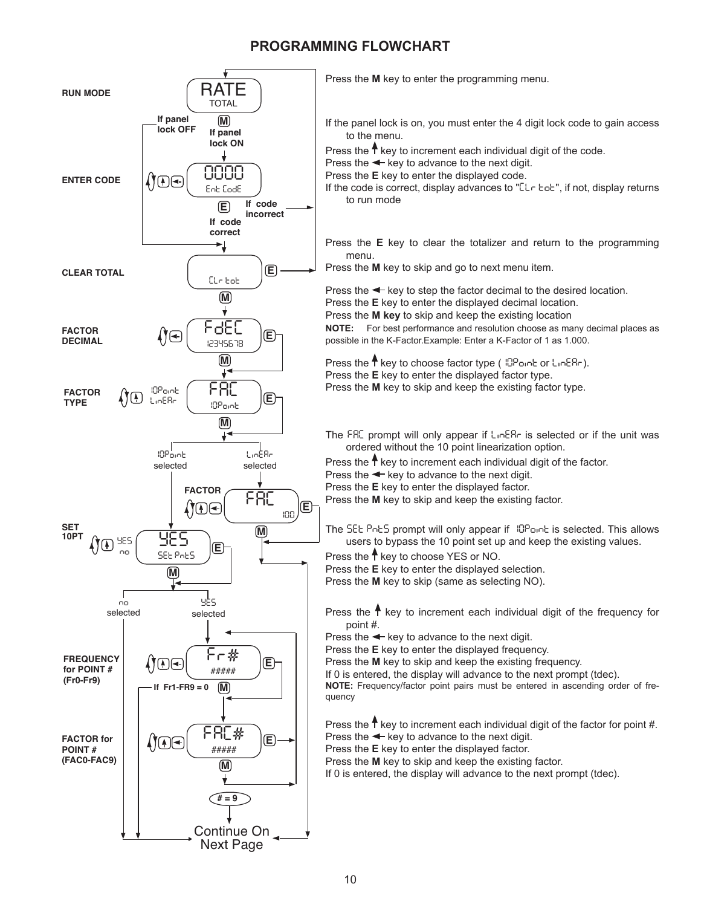# PROGRAMMING FLOWCHART

**RUN MODE** — RATE / TOTAL

Press the **M** key to enter the programming menu.

If panel lock OFF → CLEAR TOTAL. If panel lock ON → ENTER CODE.

**ENTER CODE** — 0000 / Ent CodE

If the panel lock is on, you must enter the 4 digit lock code to gain access to the menu.
Press the ↑ key to increment each individual digit of the code.
Press the ← key to advance to the next digit.
Press the **E** key to enter the displayed code.
If the code is correct, display advances to "CLr tot", if not, display returns to run mode

(E: If code correct → CLEAR TOTAL; If code incorrect → RUN MODE)

**CLEAR TOTAL** — CLr tot

Press the **E** key to clear the totalizer and return to the programming menu.
Press the **M** key to skip and go to next menu item.

**FACTOR DECIMAL** — FdEC / 12345678

Press the ← key to step the factor decimal to the desired location.
Press the **E** key to enter the displayed decimal location.
Press the **M key** to skip and keep the existing location

**NOTE:** For best performance and resolution choose as many decimal places as possible in the K-Factor.Example: Enter a K-Factor of 1 as 1.000.

**FACTOR TYPE** — FAC / 10Point (10Point, LinEAr)

Press the ↑ key to choose factor type ( 10Point or LinEAr).
Press the **E** key to enter the displayed factor type.
Press the **M** key to skip and keep the existing factor type.

10Point selected → SET 10PT; LinEAr selected → FACTOR

**FACTOR** — FAC / 100

The FAC prompt will only appear if LinEAr is selected or if the unit was ordered without the 10 point linearization option.
Press the ↑ key to increment each individual digit of the factor.
Press the ← key to advance to the next digit.
Press the **E** key to enter the displayed factor.
Press the **M** key to skip and keep the existing factor.

**SET 10PT** — YES / SEt PntS (YES, no)

The SEt PntS prompt will only appear if 10Point is selected. This allows users to bypass the 10 point set up and keep the existing values.
Press the ↑ key to choose YES or NO.
Press the **E** key to enter the displayed selection.
Press the **M** key to skip (same as selecting NO).

no selected → Continue On Next Page; YES selected → FREQUENCY for POINT #

**FREQUENCY for POINT # (Fr0-Fr9)** — Fr# / #####

Press the ↑ key to increment each individual digit of the frequency for point #.
Press the ← key to advance to the next digit.
Press the **E** key to enter the displayed frequency.
Press the **M** key to skip and keep the existing frequency.
If 0 is entered, the display will advance to the next prompt (tdec).

**NOTE:** Frequency/factor point pairs must be entered in ascending order of frequency

(If Fr1-FR9 = 0 → Continue On Next Page)

**FACTOR for POINT # (FAC0-FAC9)** — FAC# / #####

Press the ↑ key to increment each individual digit of the factor for point #.
Press the ← key to advance to the next digit.
Press the **E** key to enter the displayed factor.
Press the **M** key to skip and keep the existing factor.
If 0 is entered, the display will advance to the next prompt (tdec).

# = 9 → Continue On Next Page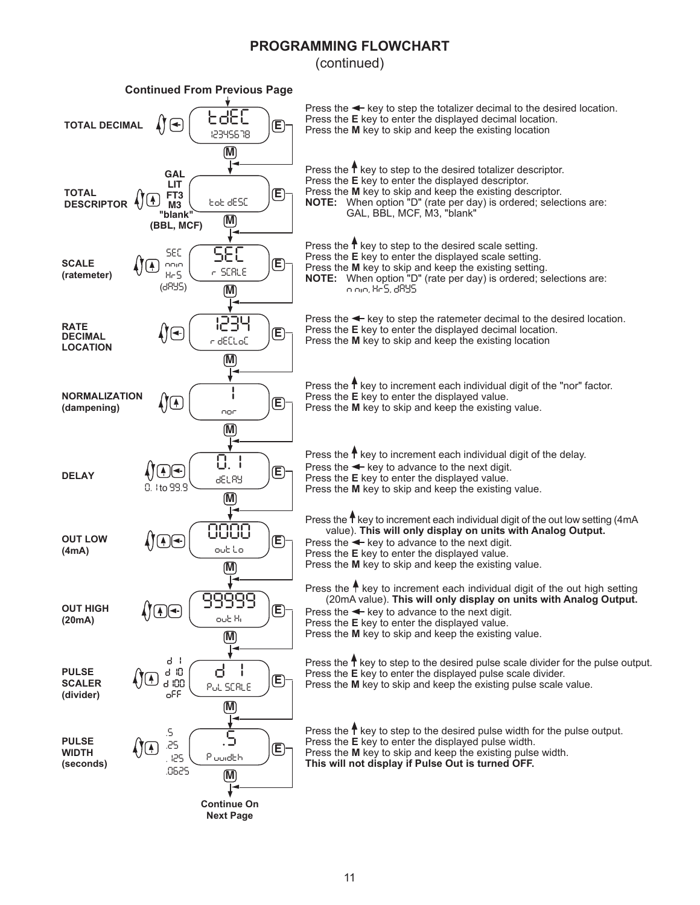# PROGRAMMING FLOWCHART
(continued)

**Continued From Previous Page**

**TOTAL DECIMAL**

Display: tdEC / 12345678

Press the ← key to step the totalizer decimal to the desired location.
Press the **E** key to enter the displayed decimal location.
Press the **M** key to skip and keep the existing location

**TOTAL DESCRIPTOR**

Selections: **GAL**, **LIT**, **FT3**, **M3**, **"blank"**, **(BBL, MCF)**

Display: tot dESC

Press the ↑ key to step to the desired totalizer descriptor.
Press the **E** key to enter the displayed descriptor.
Press the **M** key to skip and keep the existing descriptor.
**NOTE:** When option "D" (rate per day) is ordered; selections are: GAL, BBL, MCF, M3, "blank"

**SCALE (ratemeter)**

Selections: SEC, min, HrS, (dAYS)

Display: SEC / r SCALE

Press the ↑ key to step to the desired scale setting.
Press the **E** key to enter the displayed scale setting.
Press the **M** key to skip and keep the existing setting.
**NOTE:** When option "D" (rate per day) is ordered; selections are: min, HrS, dAYS

**RATE DECIMAL LOCATION**

Display: 1234 / r dECLoC

Press the ← key to step the ratemeter decimal to the desired location.
Press the **E** key to enter the displayed decimal location.
Press the **M** key to skip and keep the existing location

**NORMALIZATION (dampening)**

Display: 1 / nor

Press the ↑ key to increment each individual digit of the "nor" factor.
Press the **E** key to enter the displayed value.
Press the **M** key to skip and keep the existing value.

**DELAY**

Range: 0.1 to 99.9

Display: 0.1 / dELAY

Press the ↑ key to increment each individual digit of the delay.
Press the ← key to advance to the next digit.
Press the **E** key to enter the displayed value.
Press the **M** key to skip and keep the existing value.

**OUT LOW (4mA)**

Display: 0000 / out Lo

Press the ↑ key to increment each individual digit of the out low setting (4mA value). **This will only display on units with Analog Output.**
Press the ← key to advance to the next digit.
Press the **E** key to enter the displayed value.
Press the **M** key to skip and keep the existing value.

**OUT HIGH (20mA)**

Display: 99999 / out Hi

Press the ↑ key to increment each individual digit of the out high setting (20mA value). **This will only display on units with Analog Output.**
Press the ← key to advance to the next digit.
Press the **E** key to enter the displayed value.
Press the **M** key to skip and keep the existing value.

**PULSE SCALER (divider)**

Selections: d 1, d 10, d 100, oFF

Display: d 1 / PuL SCALE

Press the ↑ key to step to the desired pulse scale divider for the pulse output.
Press the **E** key to enter the displayed pulse scale divider.
Press the **M** key to skip and keep the existing pulse scale value.

**PULSE WIDTH (seconds)**

Selections: .5, .25, .125, .0625

Display: .5 / P width

Press the ↑ key to step to the desired pulse width for the pulse output.
Press the **E** key to enter the displayed pulse width.
Press the **M** key to skip and keep the existing pulse width.
**This will not display if Pulse Out is turned OFF.**

**Continue On Next Page**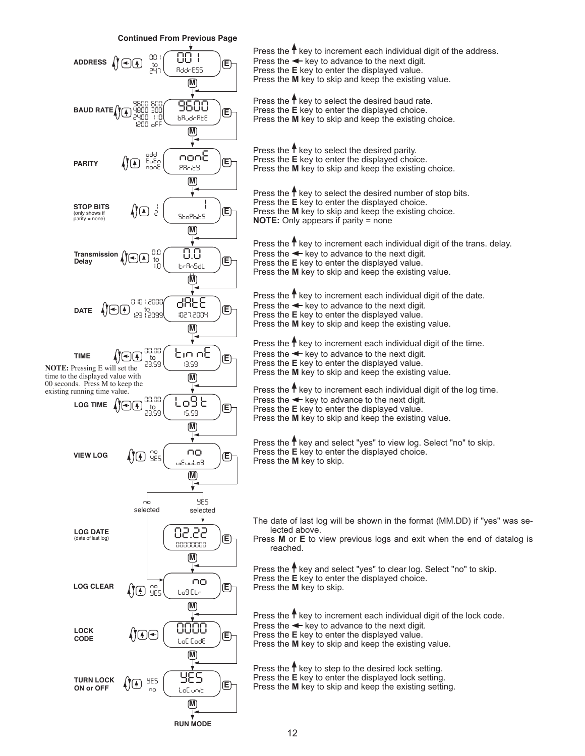Continued From Previous Page

**ADDRESS** (001 to 247) — Display: 001 / AddrESS

Press the ↑ key to increment each individual digit of the address.
Press the ← key to advance to the next digit.
Press the **E** key to enter the displayed value.
Press the **M** key to skip and keep the existing value.

**BAUD RATE** (9600, 4800, 2400, 1200, 600, 300, 110, oFF) — Display: 9600 / bAudrAtE

Press the ↑ key to select the desired baud rate.
Press the **E** key to enter the displayed choice.
Press the **M** key to skip and keep the existing choice.

**PARITY** (odd, EvEn, nonE) — Display: nonE / PArity

Press the ↑ key to select the desired parity.
Press the **E** key to enter the displayed choice.
Press the **M** key to skip and keep the existing choice.

**STOP BITS** (only shows if parity = none) (1, 2) — Display: 1 / StoPbitS

Press the ↑ key to select the desired number of stop bits.
Press the **E** key to enter the displayed choice.
Press the **M** key to skip and keep the existing choice.
**NOTE:** Only appears if parity = none

**Transmission Delay** (0.0 to 1.0) — Display: 0.0 / trAnSdL

Press the ↑ key to increment each individual digit of the trans. delay.
Press the ← key to advance to the next digit.
Press the **E** key to enter the displayed value.
Press the **M** key to skip and keep the existing value.

**DATE** (0101.2000 to 1231.2099) — Display: dAtE / 1027.2004

Press the ↑ key to increment each individual digit of the date.
Press the ← key to advance to the next digit.
Press the **E** key to enter the displayed value.
Press the **M** key to skip and keep the existing value.

**TIME** (00.00 to 23.59) — Display: tinnE / 13.59

**NOTE:** Pressing E will set the time to the displayed value with 00 seconds. Press M to keep the existing running time value.

Press the ↑ key to increment each individual digit of the time.
Press the ← key to advance to the next digit.
Press the **E** key to enter the displayed value.
Press the **M** key to skip and keep the existing value.

**LOG TIME** (00.00 to 23.59) — Display: LoGt / 15.59

Press the ↑ key to increment each individual digit of the log time.
Press the ← key to advance to the next digit.
Press the **E** key to enter the displayed value.
Press the **M** key to skip and keep the existing value.

**VIEW LOG** (no, YES) — Display: no / viEwLoG

Press the ↑ key and select "yes" to view log. Select "no" to skip.
Press the **E** key to enter the displayed choice.
Press the **M** key to skip.

no selected → LOG CLEAR; YES selected → LOG DATE

**LOG DATE** (date of last log) — Display: 02.22 / 00000000

The date of last log will be shown in the format (MM.DD) if "yes" was selected above.
Press **M** or **E** to view previous logs and exit when the end of datalog is reached.

**LOG CLEAR** (no, YES) — Display: no / LoGCLr

Press the ↑ key and select "yes" to clear log. Select "no" to skip.
Press the **E** key to enter the displayed choice.
Press the **M** key to skip.

**LOCK CODE** — Display: 0000 / LoC CodE

Press the ↑ key to increment each individual digit of the lock code.
Press the ← key to advance to the next digit.
Press the **E** key to enter the displayed value.
Press the **M** key to skip and keep the existing value.

**TURN LOCK ON or OFF** (YES, no) — Display: YES / LoC unit

Press the ↑ key to step to the desired lock setting.
Press the **E** key to enter the displayed lock setting.
Press the **M** key to skip and keep the existing setting.

**RUN MODE**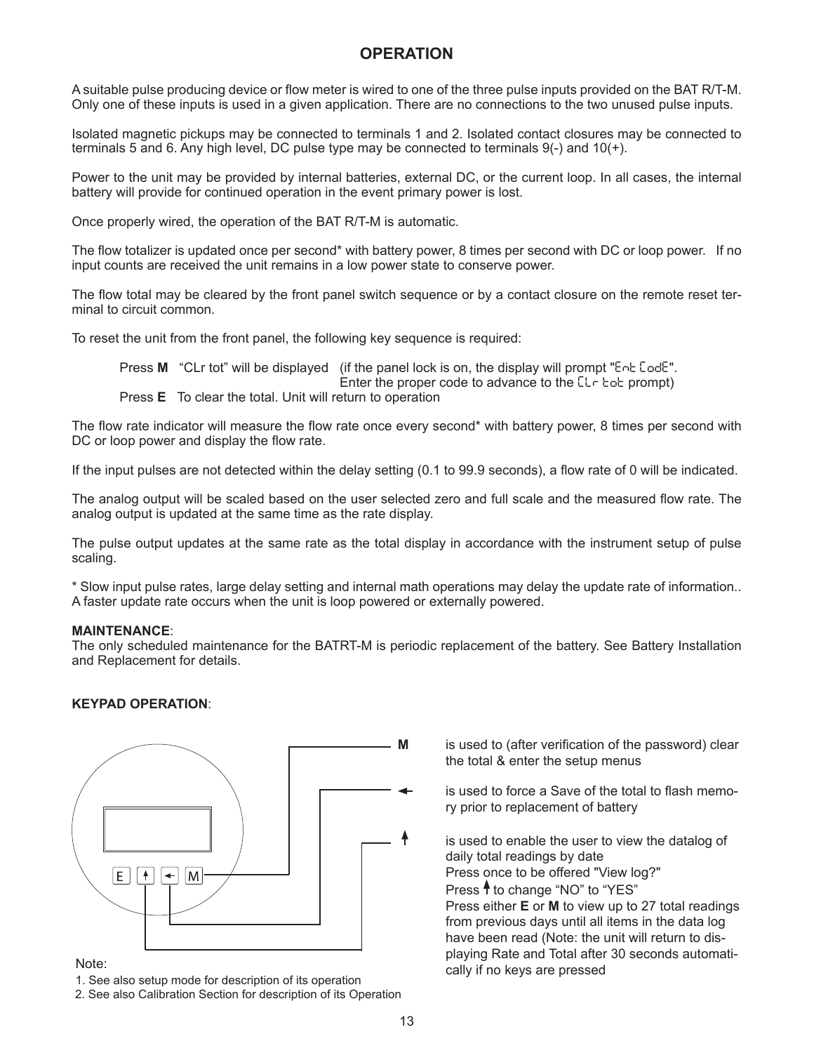## OPERATION

A suitable pulse producing device or flow meter is wired to one of the three pulse inputs provided on the BAT R/T-M. Only one of these inputs is used in a given application. There are no connections to the two unused pulse inputs.

Isolated magnetic pickups may be connected to terminals 1 and 2. Isolated contact closures may be connected to terminals 5 and 6. Any high level, DC pulse type may be connected to terminals 9(-) and 10(+).

Power to the unit may be provided by internal batteries, external DC, or the current loop. In all cases, the internal battery will provide for continued operation in the event primary power is lost.

Once properly wired, the operation of the BAT R/T-M is automatic.

The flow totalizer is updated once per second* with battery power, 8 times per second with DC or loop power. If no input counts are received the unit remains in a low power state to conserve power.

The flow total may be cleared by the front panel switch sequence or by a contact closure on the remote reset terminal to circuit common.

To reset the unit from the front panel, the following key sequence is required:

Press **M** "CLr tot" will be displayed (if the panel lock is on, the display will prompt "Ent CodE". Enter the proper code to advance to the CLr tot prompt)
Press **E** To clear the total. Unit will return to operation

The flow rate indicator will measure the flow rate once every second* with battery power, 8 times per second with DC or loop power and display the flow rate.

If the input pulses are not detected within the delay setting (0.1 to 99.9 seconds), a flow rate of 0 will be indicated.

The analog output will be scaled based on the user selected zero and full scale and the measured flow rate. The analog output is updated at the same time as the rate display.

The pulse output updates at the same rate as the total display in accordance with the instrument setup of pulse scaling.

* Slow input pulse rates, large delay setting and internal math operations may delay the update rate of information.. A faster update rate occurs when the unit is loop powered or externally powered.

**MAINTENANCE**:
The only scheduled maintenance for the BATRT-M is periodic replacement of the battery. See Battery Installation and Replacement for details.

**KEYPAD OPERATION**:

E ↑ ← M

**M** is used to (after verification of the password) clear the total & enter the setup menus

← is used to force a Save of the total to flash memory prior to replacement of battery

↑ is used to enable the user to view the datalog of daily total readings by date
Press once to be offered "View log?"
Press ↑ to change "NO" to "YES"
Press either **E** or **M** to view up to 27 total readings from previous days until all items in the data log have been read (Note: the unit will return to displaying Rate and Total after 30 seconds automatically if no keys are pressed

Note:
1. See also setup mode for description of its operation
2. See also Calibration Section for description of its Operation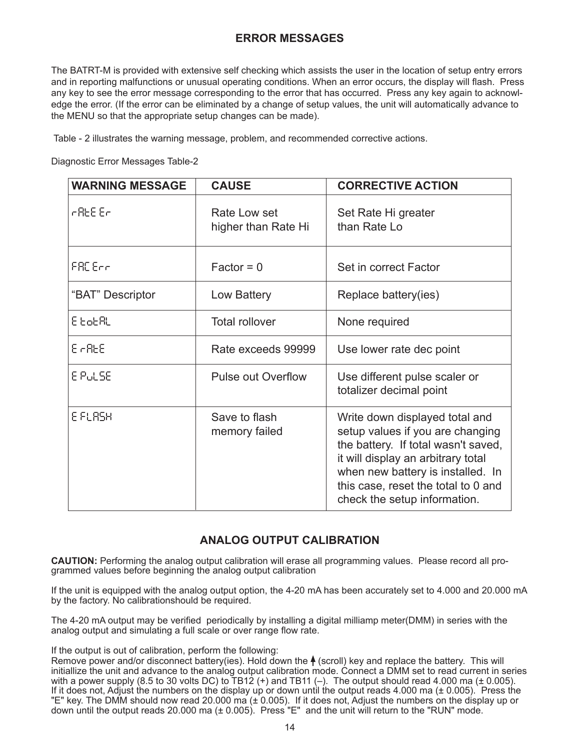## ERROR MESSAGES

The BATRT-M is provided with extensive self checking which assists the user in the location of setup entry errors and in reporting malfunctions or unusual operating conditions. When an error occurs, the display will flash. Press any key to see the error message corresponding to the error that has occurred. Press any key again to acknowledge the error. (If the error can be eliminated by a change of setup values, the unit will automatically advance to the MENU so that the appropriate setup changes can be made).

Table - 2 illustrates the warning message, problem, and recommended corrective actions.

Diagnostic Error Messages Table-2

| WARNING MESSAGE | CAUSE | CORRECTIVE ACTION |
|---|---|---|
| rAtE Er | Rate Low set higher than Rate Hi | Set Rate Hi greater than Rate Lo |
| FAC Err | Factor = 0 | Set in correct Factor |
| "BAT" Descriptor | Low Battery | Replace battery(ies) |
| E totAL | Total rollover | None required |
| E rAtE | Rate exceeds 99999 | Use lower rate dec point |
| E PuLSE | Pulse out Overflow | Use different pulse scaler or totalizer decimal point |
| E FLASH | Save to flash memory failed | Write down displayed total and setup values if you are changing the battery. If total wasn't saved, it will display an arbitrary total when new battery is installed. In this case, reset the total to 0 and check the setup information. |

## ANALOG OUTPUT CALIBRATION

**CAUTION:** Performing the analog output calibration will erase all programming values. Please record all programmed values before beginning the analog output calibration

If the unit is equipped with the analog output option, the 4-20 mA has been accurately set to 4.000 and 20.000 mA by the factory. No calibrationshould be required.

The 4-20 mA output may be verified periodically by installing a digital milliamp meter(DMM) in series with the analog output and simulating a full scale or over range flow rate.

If the output is out of calibration, perform the following:
Remove power and/or disconnect battery(ies). Hold down the ↑ (scroll) key and replace the battery. This will initiallize the unit and advance to the analog output calibration mode. Connect a DMM set to read current in series with a power supply (8.5 to 30 volts DC) to TB12 (+) and TB11 (–). The output should read 4.000 ma (± 0.005). If it does not, Adjust the numbers on the display up or down until the output reads 4.000 ma (± 0.005). Press the "E" key. The DMM should now read 20.000 ma (± 0.005). If it does not, Adjust the numbers on the display up or down until the output reads 20.000 ma (± 0.005). Press "E" and the unit will return to the "RUN" mode.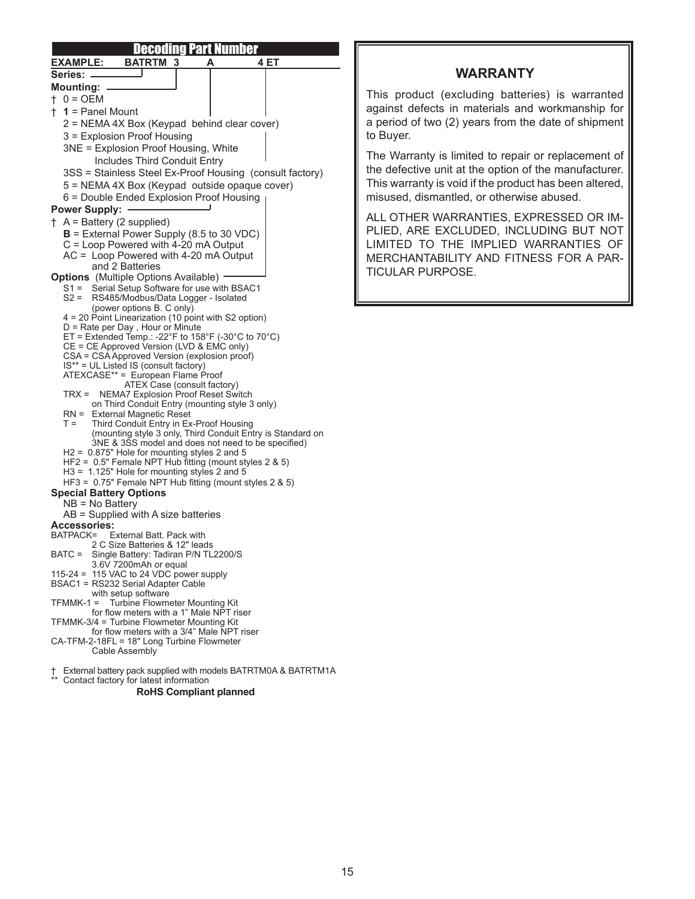## Decoding Part Number

**EXAMPLE: BATRTM 3 A 4 ET**

**Series:**

**Mounting:**

- † 0 = OEM
- † **1** = Panel Mount
- 2 = NEMA 4X Box (Keypad behind clear cover)
- 3 = Explosion Proof Housing
- 3NE = Explosion Proof Housing, White Includes Third Conduit Entry
- 3SS = Stainless Steel Ex-Proof Housing (consult factory)
- 5 = NEMA 4X Box (Keypad outside opaque cover)
- 6 = Double Ended Explosion Proof Housing

**Power Supply:**

- † A = Battery (2 supplied)
- **B** = External Power Supply (8.5 to 30 VDC)
- C = Loop Powered with 4-20 mA Output
- AC = Loop Powered with 4-20 mA Output and 2 Batteries

**Options** (Multiple Options Available)

- S1 = Serial Setup Software for use with BSAC1
- S2 = RS485/Modbus/Data Logger - Isolated (power options B. C only)
- 4 = 20 Point Linearization (10 point with S2 option)
- D = Rate per Day , Hour or Minute
- ET = Extended Temp.: -22°F to 158°F (-30°C to 70°C)
- CE = CE Approved Version (LVD & EMC only)
- CSA = CSA Approved Version (explosion proof)
- IS** = UL Listed IS (consult factory)
- ATEXCASE** = European Flame Proof ATEX Case (consult factory)
- TRX = NEMA7 Explosion Proof Reset Switch on Third Conduit Entry (mounting style 3 only)
- RN = External Magnetic Reset
- T = Third Conduit Entry in Ex-Proof Housing (mounting style 3 only, Third Conduit Entry is Standard on 3NE & 3SS model and does not need to be specified)
- H2 = 0.875" Hole for mounting styles 2 and 5
- HF2 = 0.5" Female NPT Hub fitting (mount styles 2 & 5)
- H3 = 1.125" Hole for mounting styles 2 and 5
- HF3 = 0.75" Female NPT Hub fitting (mount styles 2 & 5)

**Special Battery Options**

- NB = No Battery
- AB = Supplied with A size batteries

**Accessories:**

- BATPACK= External Batt. Pack with 2 C Size Batteries & 12" leads
- BATC = Single Battery: Tadiran P/N TL2200/S 3.6V 7200mAh or equal
- 115-24 = 115 VAC to 24 VDC power supply
- BSAC1 = RS232 Serial Adapter Cable with setup software
- TFMMK-1 = Turbine Flowmeter Mounting Kit for flow meters with a 1" Male NPT riser
- TFMMK-3/4 = Turbine Flowmeter Mounting Kit for flow meters with a 3/4" Male NPT riser
- CA-TFM-2-18FL = 18" Long Turbine Flowmeter Cable Assembly

† External battery pack supplied with models BATRTM0A & BATRTM1A

** Contact factory for latest information

**RoHS Compliant planned**

## WARRANTY

This product (excluding batteries) is warranted against defects in materials and workmanship for a period of two (2) years from the date of shipment to Buyer.

The Warranty is limited to repair or replacement of the defective unit at the option of the manufacturer. This warranty is void if the product has been altered, misused, dismantled, or otherwise abused.

ALL OTHER WARRANTIES, EXPRESSED OR IMPLIED, ARE EXCLUDED, INCLUDING BUT NOT LIMITED TO THE IMPLIED WARRANTIES OF MERCHANTABILITY AND FITNESS FOR A PARTICULAR PURPOSE.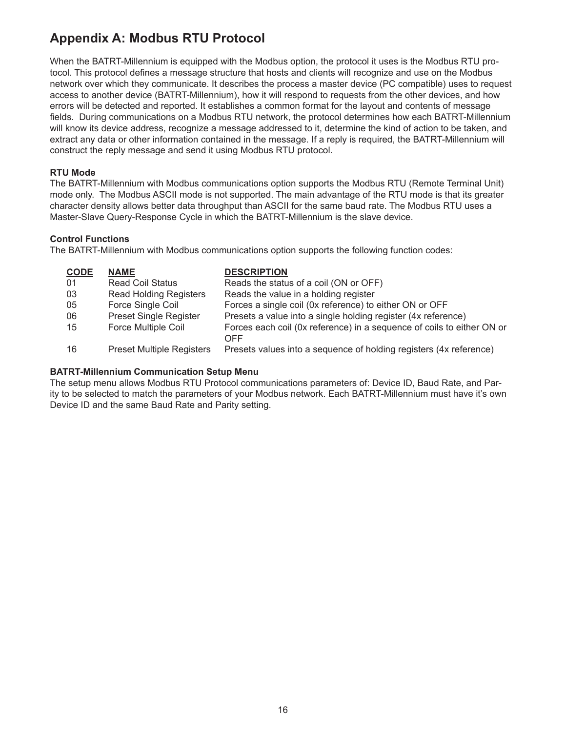# Appendix A: Modbus RTU Protocol

When the BATRT-Millennium is equipped with the Modbus option, the protocol it uses is the Modbus RTU protocol. This protocol defines a message structure that hosts and clients will recognize and use on the Modbus network over which they communicate. It describes the process a master device (PC compatible) uses to request access to another device (BATRT-Millennium), how it will respond to requests from the other devices, and how errors will be detected and reported. It establishes a common format for the layout and contents of message fields. During communications on a Modbus RTU network, the protocol determines how each BATRT-Millennium will know its device address, recognize a message addressed to it, determine the kind of action to be taken, and extract any data or other information contained in the message. If a reply is required, the BATRT-Millennium will construct the reply message and send it using Modbus RTU protocol.

**RTU Mode**

The BATRT-Millennium with Modbus communications option supports the Modbus RTU (Remote Terminal Unit) mode only. The Modbus ASCII mode is not supported. The main advantage of the RTU mode is that its greater character density allows better data throughput than ASCII for the same baud rate. The Modbus RTU uses a Master-Slave Query-Response Cycle in which the BATRT-Millennium is the slave device.

**Control Functions**

The BATRT-Millennium with Modbus communications option supports the following function codes:

| CODE | NAME | DESCRIPTION |
|---|---|---|
| 01 | Read Coil Status | Reads the status of a coil (ON or OFF) |
| 03 | Read Holding Registers | Reads the value in a holding register |
| 05 | Force Single Coil | Forces a single coil (0x reference) to either ON or OFF |
| 06 | Preset Single Register | Presets a value into a single holding register (4x reference) |
| 15 | Force Multiple Coil | Forces each coil (0x reference) in a sequence of coils to either ON or OFF |
| 16 | Preset Multiple Registers | Presets values into a sequence of holding registers (4x reference) |

**BATRT-Millennium Communication Setup Menu**

The setup menu allows Modbus RTU Protocol communications parameters of: Device ID, Baud Rate, and Parity to be selected to match the parameters of your Modbus network. Each BATRT-Millennium must have it's own Device ID and the same Baud Rate and Parity setting.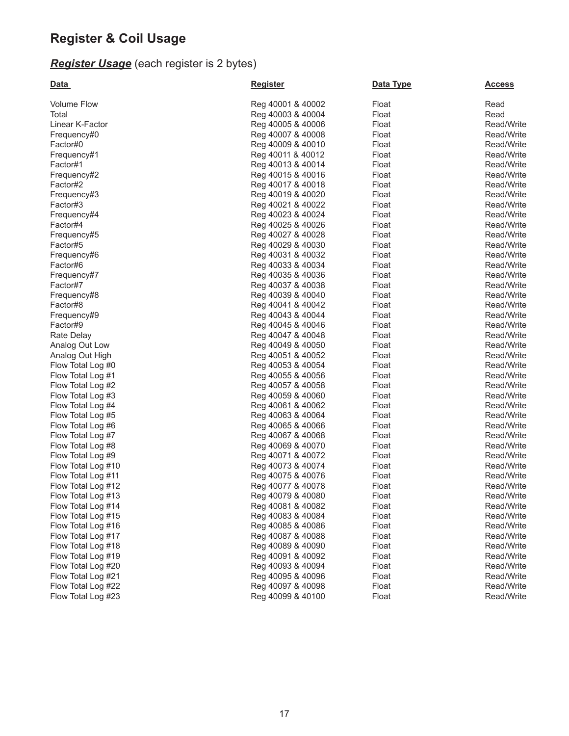# Register & Coil Usage

## ***Register Usage*** (each register is 2 bytes)

| Data | Register | Data Type | Access |
|---|---|---|---|
| Volume Flow | Reg 40001 & 40002 | Float | Read |
| Total | Reg 40003 & 40004 | Float | Read |
| Linear K-Factor | Reg 40005 & 40006 | Float | Read/Write |
| Frequency#0 | Reg 40007 & 40008 | Float | Read/Write |
| Factor#0 | Reg 40009 & 40010 | Float | Read/Write |
| Frequency#1 | Reg 40011 & 40012 | Float | Read/Write |
| Factor#1 | Reg 40013 & 40014 | Float | Read/Write |
| Frequency#2 | Reg 40015 & 40016 | Float | Read/Write |
| Factor#2 | Reg 40017 & 40018 | Float | Read/Write |
| Frequency#3 | Reg 40019 & 40020 | Float | Read/Write |
| Factor#3 | Reg 40021 & 40022 | Float | Read/Write |
| Frequency#4 | Reg 40023 & 40024 | Float | Read/Write |
| Factor#4 | Reg 40025 & 40026 | Float | Read/Write |
| Frequency#5 | Reg 40027 & 40028 | Float | Read/Write |
| Factor#5 | Reg 40029 & 40030 | Float | Read/Write |
| Frequency#6 | Reg 40031 & 40032 | Float | Read/Write |
| Factor#6 | Reg 40033 & 40034 | Float | Read/Write |
| Frequency#7 | Reg 40035 & 40036 | Float | Read/Write |
| Factor#7 | Reg 40037 & 40038 | Float | Read/Write |
| Frequency#8 | Reg 40039 & 40040 | Float | Read/Write |
| Factor#8 | Reg 40041 & 40042 | Float | Read/Write |
| Frequency#9 | Reg 40043 & 40044 | Float | Read/Write |
| Factor#9 | Reg 40045 & 40046 | Float | Read/Write |
| Rate Delay | Reg 40047 & 40048 | Float | Read/Write |
| Analog Out Low | Reg 40049 & 40050 | Float | Read/Write |
| Analog Out High | Reg 40051 & 40052 | Float | Read/Write |
| Flow Total Log #0 | Reg 40053 & 40054 | Float | Read/Write |
| Flow Total Log #1 | Reg 40055 & 40056 | Float | Read/Write |
| Flow Total Log #2 | Reg 40057 & 40058 | Float | Read/Write |
| Flow Total Log #3 | Reg 40059 & 40060 | Float | Read/Write |
| Flow Total Log #4 | Reg 40061 & 40062 | Float | Read/Write |
| Flow Total Log #5 | Reg 40063 & 40064 | Float | Read/Write |
| Flow Total Log #6 | Reg 40065 & 40066 | Float | Read/Write |
| Flow Total Log #7 | Reg 40067 & 40068 | Float | Read/Write |
| Flow Total Log #8 | Reg 40069 & 40070 | Float | Read/Write |
| Flow Total Log #9 | Reg 40071 & 40072 | Float | Read/Write |
| Flow Total Log #10 | Reg 40073 & 40074 | Float | Read/Write |
| Flow Total Log #11 | Reg 40075 & 40076 | Float | Read/Write |
| Flow Total Log #12 | Reg 40077 & 40078 | Float | Read/Write |
| Flow Total Log #13 | Reg 40079 & 40080 | Float | Read/Write |
| Flow Total Log #14 | Reg 40081 & 40082 | Float | Read/Write |
| Flow Total Log #15 | Reg 40083 & 40084 | Float | Read/Write |
| Flow Total Log #16 | Reg 40085 & 40086 | Float | Read/Write |
| Flow Total Log #17 | Reg 40087 & 40088 | Float | Read/Write |
| Flow Total Log #18 | Reg 40089 & 40090 | Float | Read/Write |
| Flow Total Log #19 | Reg 40091 & 40092 | Float | Read/Write |
| Flow Total Log #20 | Reg 40093 & 40094 | Float | Read/Write |
| Flow Total Log #21 | Reg 40095 & 40096 | Float | Read/Write |
| Flow Total Log #22 | Reg 40097 & 40098 | Float | Read/Write |
| Flow Total Log #23 | Reg 40099 & 40100 | Float | Read/Write |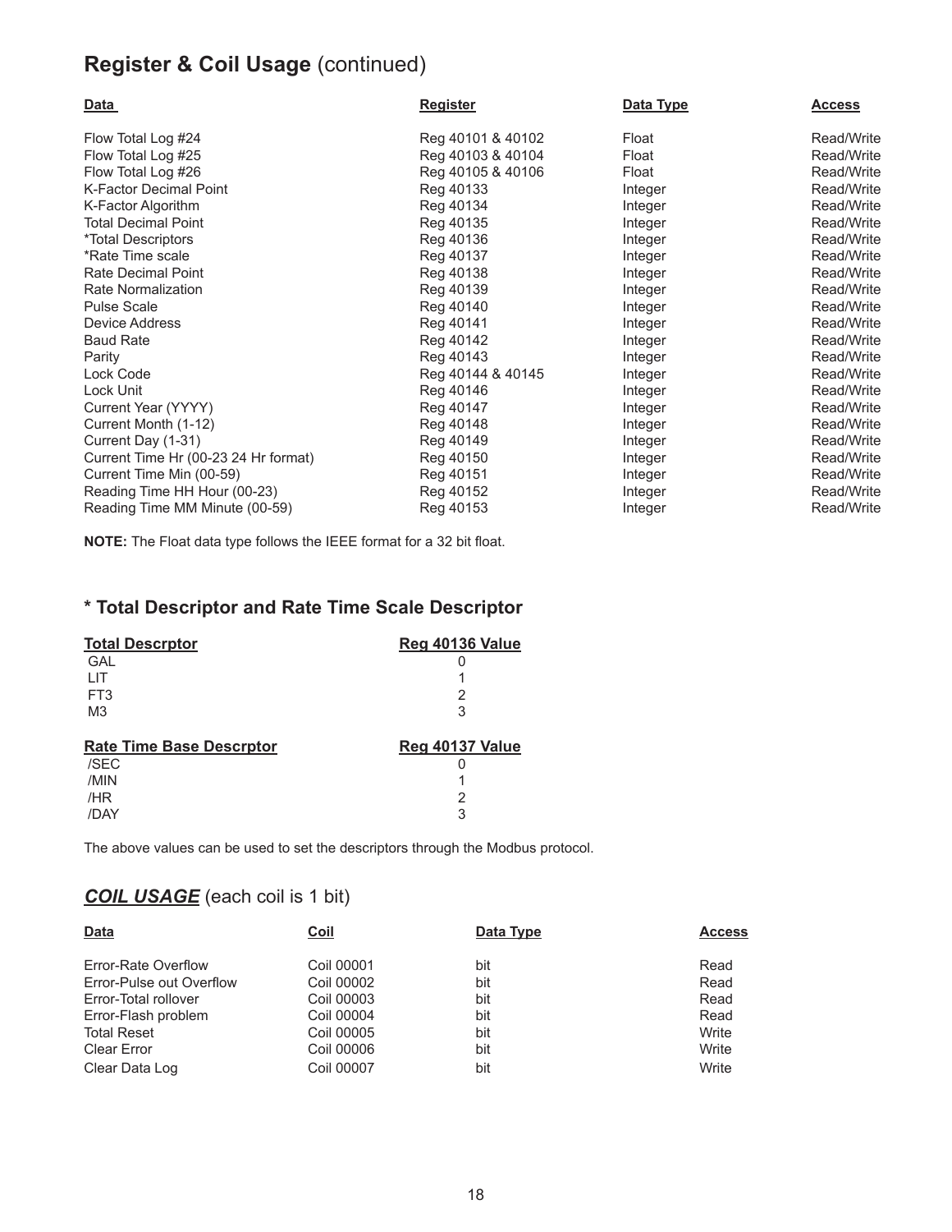## **Register & Coil Usage** (continued)

| Data | Register | Data Type | Access |
|---|---|---|---|
| Flow Total Log #24 | Reg 40101 & 40102 | Float | Read/Write |
| Flow Total Log #25 | Reg 40103 & 40104 | Float | Read/Write |
| Flow Total Log #26 | Reg 40105 & 40106 | Float | Read/Write |
| K-Factor Decimal Point | Reg 40133 | Integer | Read/Write |
| K-Factor Algorithm | Reg 40134 | Integer | Read/Write |
| Total Decimal Point | Reg 40135 | Integer | Read/Write |
| *Total Descriptors | Reg 40136 | Integer | Read/Write |
| *Rate Time scale | Reg 40137 | Integer | Read/Write |
| Rate Decimal Point | Reg 40138 | Integer | Read/Write |
| Rate Normalization | Reg 40139 | Integer | Read/Write |
| Pulse Scale | Reg 40140 | Integer | Read/Write |
| Device Address | Reg 40141 | Integer | Read/Write |
| Baud Rate | Reg 40142 | Integer | Read/Write |
| Parity | Reg 40143 | Integer | Read/Write |
| Lock Code | Reg 40144 & 40145 | Integer | Read/Write |
| Lock Unit | Reg 40146 | Integer | Read/Write |
| Current Year (YYYY) | Reg 40147 | Integer | Read/Write |
| Current Month (1-12) | Reg 40148 | Integer | Read/Write |
| Current Day (1-31) | Reg 40149 | Integer | Read/Write |
| Current Time Hr (00-23 24 Hr format) | Reg 40150 | Integer | Read/Write |
| Current Time Min (00-59) | Reg 40151 | Integer | Read/Write |
| Reading Time HH Hour (00-23) | Reg 40152 | Integer | Read/Write |
| Reading Time MM Minute (00-59) | Reg 40153 | Integer | Read/Write |

**NOTE:** The Float data type follows the IEEE format for a 32 bit float.

### * Total Descriptor and Rate Time Scale Descriptor

| Total Descrptor | Reg 40136 Value |
|---|---|
| GAL | 0 |
| LIT | 1 |
| FT3 | 2 |
| M3 | 3 |

| Rate Time Base Descrptor | Reg 40137 Value |
|---|---|
| /SEC | 0 |
| /MIN | 1 |
| /HR | 2 |
| /DAY | 3 |

The above values can be used to set the descriptors through the Modbus protocol.

## ***COIL USAGE*** (each coil is 1 bit)

| Data | Coil | Data Type | Access |
|---|---|---|---|
| Error-Rate Overflow | Coil 00001 | bit | Read |
| Error-Pulse out Overflow | Coil 00002 | bit | Read |
| Error-Total rollover | Coil 00003 | bit | Read |
| Error-Flash problem | Coil 00004 | bit | Read |
| Total Reset | Coil 00005 | bit | Write |
| Clear Error | Coil 00006 | bit | Write |
| Clear Data Log | Coil 00007 | bit | Write |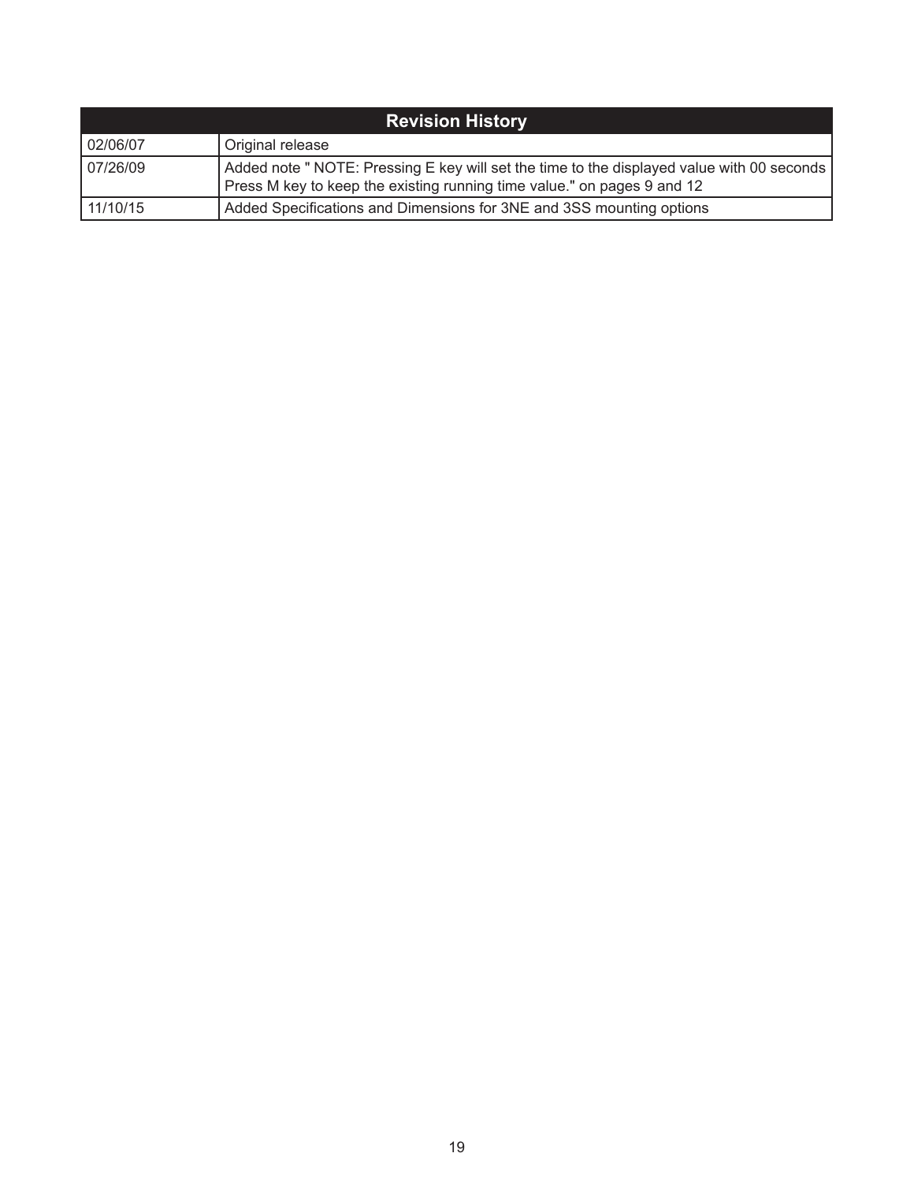| Revision History | |
| --- | --- |
| 02/06/07 | Original release |
| 07/26/09 | Added note " NOTE: Pressing E key will set the time to the displayed value with 00 seconds Press M key to keep the existing running time value." on pages 9 and 12 |
| 11/10/15 | Added Specifications and Dimensions for 3NE and 3SS mounting options |